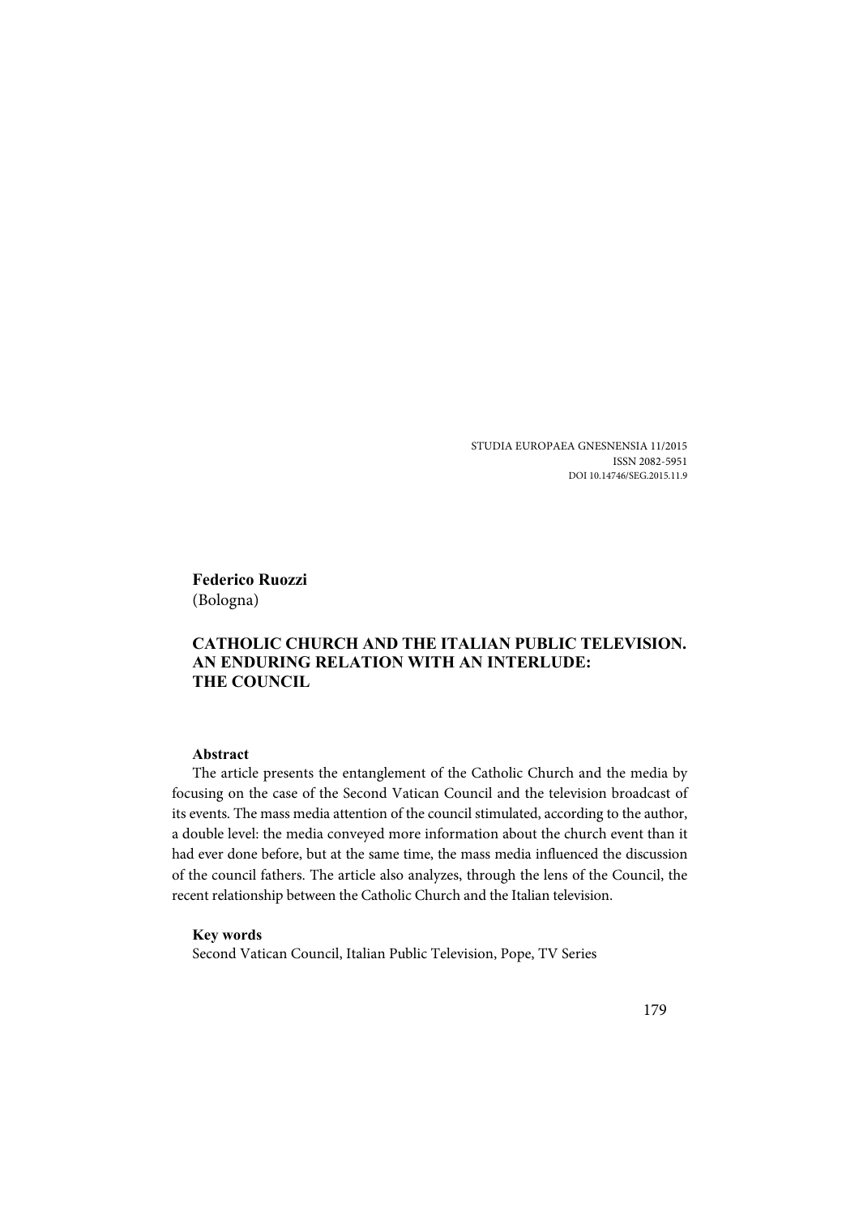STUDIA EUROPAEA GNESNENSIA 11/2015
ISSN 2082-5951
DOI 10.14746/SEG.2015.11.9

**Federico Ruozzi**
(Bologna)

# CATHOLIC CHURCH AND THE ITALIAN PUBLIC TELEVISION. AN ENDURING RELATION WITH AN INTERLUDE: THE COUNCIL

### Abstract

The article presents the entanglement of the Catholic Church and the media by focusing on the case of the Second Vatican Council and the television broadcast of its events. The mass media attention of the council stimulated, according to the author, a double level: the media conveyed more information about the church event than it had ever done before, but at the same time, the mass media influenced the discussion of the council fathers. The article also analyzes, through the lens of the Council, the recent relationship between the Catholic Church and the Italian television.

### Key words

Second Vatican Council, Italian Public Television, Pope, TV Series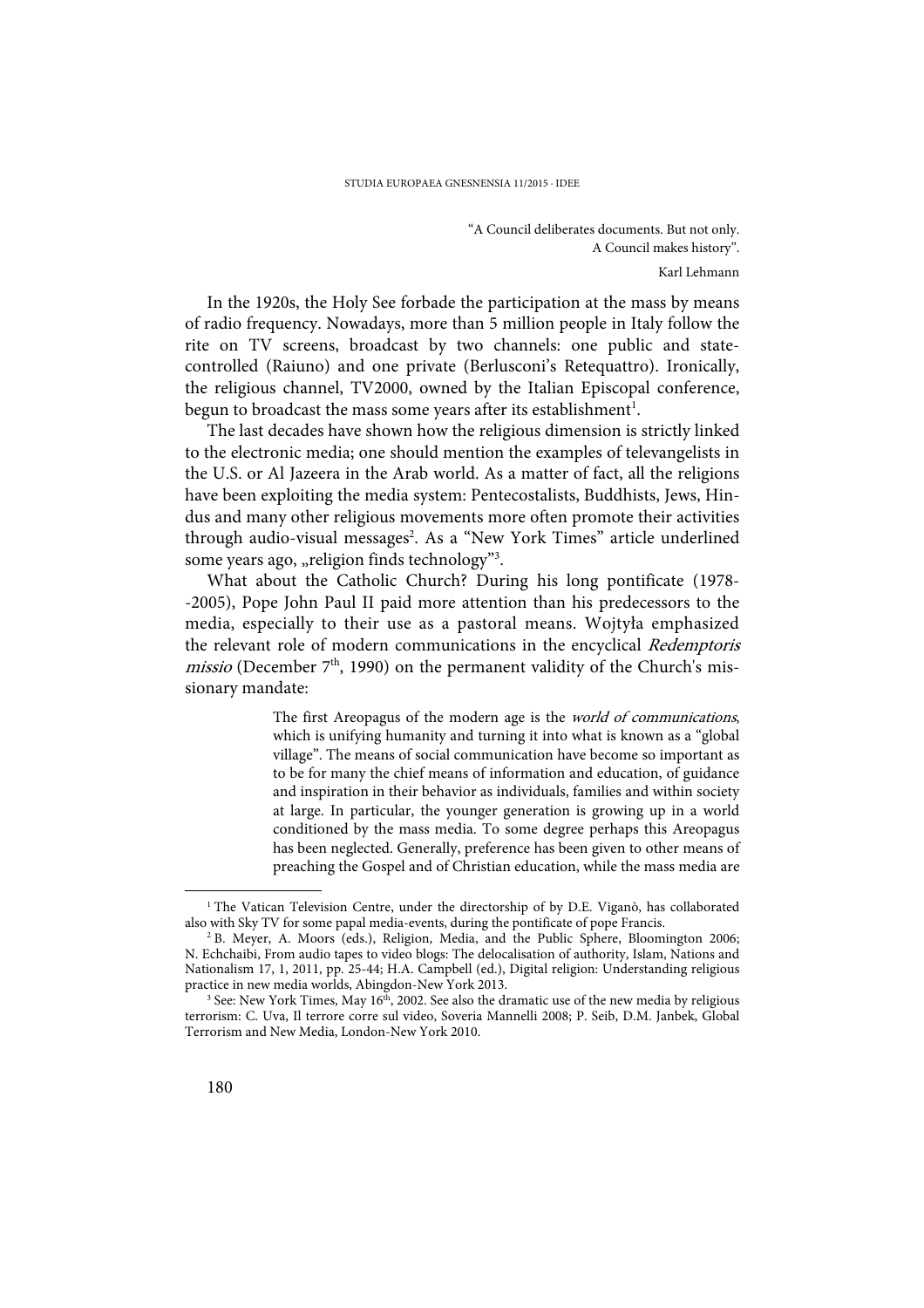> "A Council deliberates documents. But not only.
> A Council makes history".
>
> Karl Lehmann

In the 1920s, the Holy See forbade the participation at the mass by means of radio frequency. Nowadays, more than 5 million people in Italy follow the rite on TV screens, broadcast by two channels: one public and state-controlled (Raiuno) and one private (Berlusconi's Retequattro). Ironically, the religious channel, TV2000, owned by the Italian Episcopal conference, begun to broadcast the mass some years after its establishment[1].

The last decades have shown how the religious dimension is strictly linked to the electronic media; one should mention the examples of televangelists in the U.S. or Al Jazeera in the Arab world. As a matter of fact, all the religions have been exploiting the media system: Pentecostalists, Buddhists, Jews, Hindus and many other religious movements more often promote their activities through audio-visual messages[2]. As a "New York Times" article underlined some years ago, „religion finds technology"[3].

What about the Catholic Church? During his long pontificate (1978--2005), Pope John Paul II paid more attention than his predecessors to the media, especially to their use as a pastoral means. Wojtyła emphasized the relevant role of modern communications in the encyclical *Redemptoris missio* (December 7th, 1990) on the permanent validity of the Church's missionary mandate:

> The first Areopagus of the modern age is the *world of communications*, which is unifying humanity and turning it into what is known as a "global village". The means of social communication have become so important as to be for many the chief means of information and education, of guidance and inspiration in their behavior as individuals, families and within society at large. In particular, the younger generation is growing up in a world conditioned by the mass media. To some degree perhaps this Areopagus has been neglected. Generally, preference has been given to other means of preaching the Gospel and of Christian education, while the mass media are

---

[1] The Vatican Television Centre, under the directorship of by D.E. Viganò, has collaborated also with Sky TV for some papal media-events, during the pontificate of pope Francis.

[2] B. Meyer, A. Moors (eds.), Religion, Media, and the Public Sphere, Bloomington 2006; N. Echchaibi, From audio tapes to video blogs: The delocalisation of authority, Islam, Nations and Nationalism 17, 1, 2011, pp. 25-44; H.A. Campbell (ed.), Digital religion: Understanding religious practice in new media worlds, Abingdon-New York 2013.

[3] See: New York Times, May 16th, 2002. See also the dramatic use of the new media by religious terrorism: C. Uva, Il terrore corre sul video, Soveria Mannelli 2008; P. Seib, D.M. Janbek, Global Terrorism and New Media, London-New York 2010.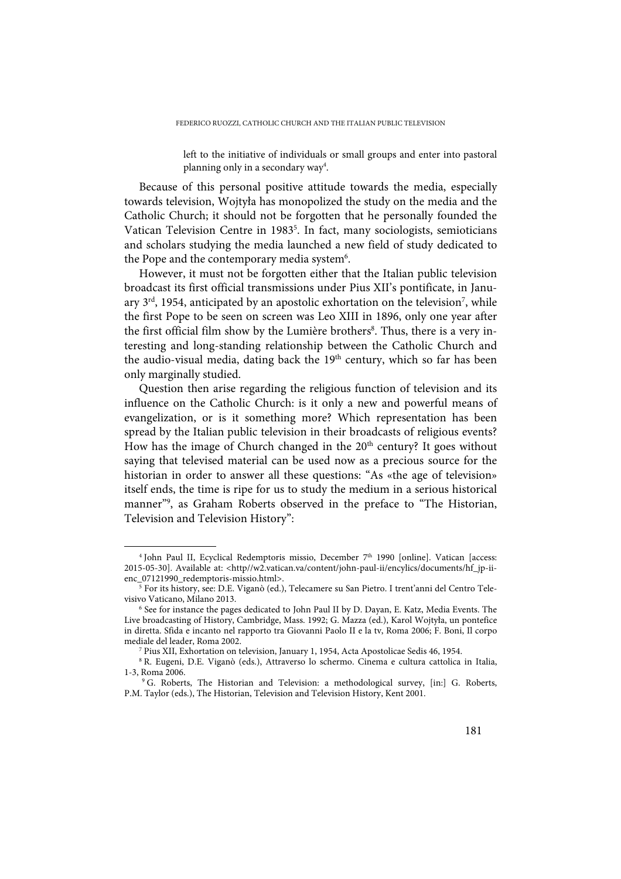left to the initiative of individuals or small groups and enter into pastoral planning only in a secondary way[4].

Because of this personal positive attitude towards the media, especially towards television, Wojtyła has monopolized the study on the media and the Catholic Church; it should not be forgotten that he personally founded the Vatican Television Centre in 1983[5]. In fact, many sociologists, semioticians and scholars studying the media launched a new field of study dedicated to the Pope and the contemporary media system[6].

However, it must not be forgotten either that the Italian public television broadcast its first official transmissions under Pius XII's pontificate, in January 3rd, 1954, anticipated by an apostolic exhortation on the television[7], while the first Pope to be seen on screen was Leo XIII in 1896, only one year after the first official film show by the Lumière brothers[8]. Thus, there is a very interesting and long-standing relationship between the Catholic Church and the audio-visual media, dating back the 19th century, which so far has been only marginally studied.

Question then arise regarding the religious function of television and its influence on the Catholic Church: is it only a new and powerful means of evangelization, or is it something more? Which representation has been spread by the Italian public television in their broadcasts of religious events? How has the image of Church changed in the 20th century? It goes without saying that televised material can be used now as a precious source for the historian in order to answer all these questions: "As «the age of television» itself ends, the time is ripe for us to study the medium in a serious historical manner"[9], as Graham Roberts observed in the preface to "The Historian, Television and Television History":

---

[4] John Paul II, Ecyclical Redemptoris missio, December 7th 1990 [online]. Vatican [access: 2015-05-30]. Available at: <http//w2.vatican.va/content/john-paul-ii/encylics/documents/hf_jp-ii-enc_07121990_redemptoris-missio.html>.

[5] For its history, see: D.E. Viganò (ed.), Telecamere su San Pietro. I trent'anni del Centro Televisivo Vaticano, Milano 2013.

[6] See for instance the pages dedicated to John Paul II by D. Dayan, E. Katz, Media Events. The Live broadcasting of History, Cambridge, Mass. 1992; G. Mazza (ed.), Karol Wojtyła, un pontefice in diretta. Sfida e incanto nel rapporto tra Giovanni Paolo II e la tv, Roma 2006; F. Boni, Il corpo mediale del leader, Roma 2002.

[7] Pius XII, Exhortation on television, January 1, 1954, Acta Apostolicae Sedis 46, 1954.

[8] R. Eugeni, D.E. Viganò (eds.), Attraverso lo schermo. Cinema e cultura cattolica in Italia, 1-3, Roma 2006.

[9] G. Roberts, The Historian and Television: a methodological survey, [in:] G. Roberts, P.M. Taylor (eds.), The Historian, Television and Television History, Kent 2001.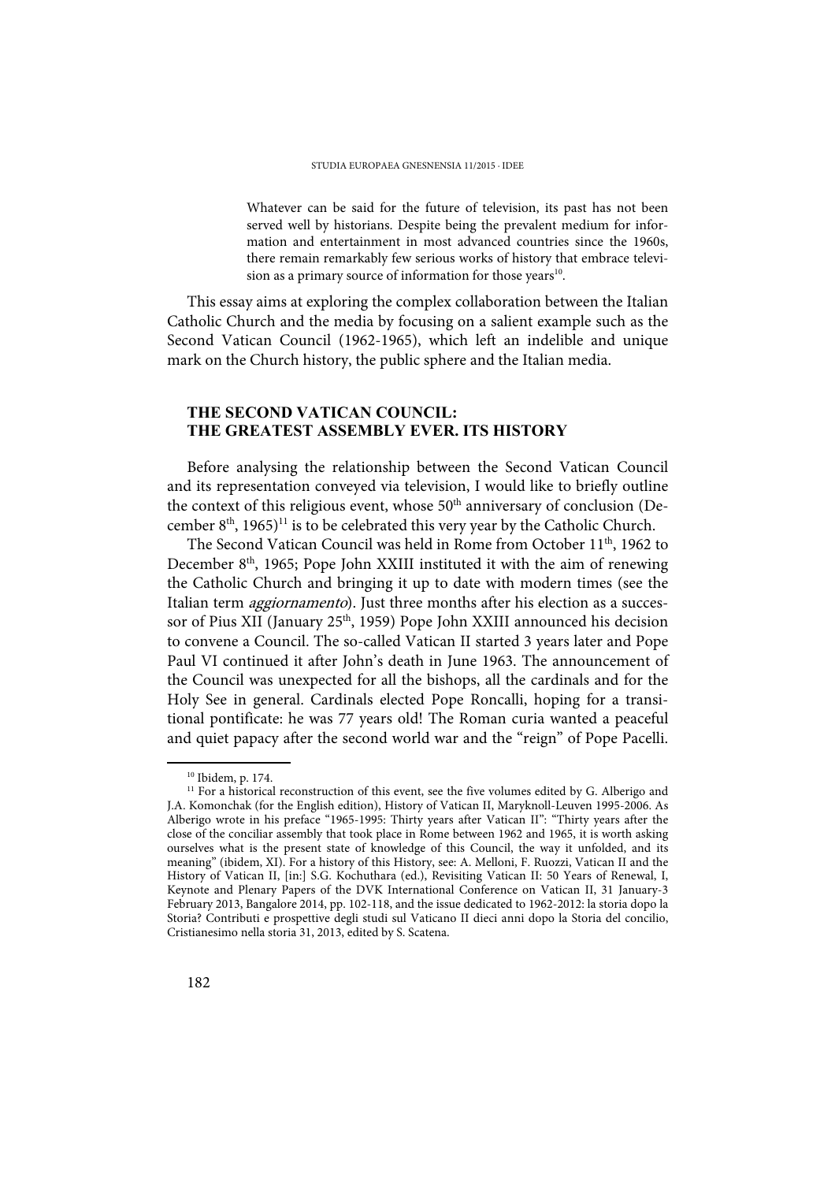> Whatever can be said for the future of television, its past has not been served well by historians. Despite being the prevalent medium for information and entertainment in most advanced countries since the 1960s, there remain remarkably few serious works of history that embrace television as a primary source of information for those years[10].

This essay aims at exploring the complex collaboration between the Italian Catholic Church and the media by focusing on a salient example such as the Second Vatican Council (1962-1965), which left an indelible and unique mark on the Church history, the public sphere and the Italian media.

## THE SECOND VATICAN COUNCIL: THE GREATEST ASSEMBLY EVER. ITS HISTORY

Before analysing the relationship between the Second Vatican Council and its representation conveyed via television, I would like to briefly outline the context of this religious event, whose 50th anniversary of conclusion (December 8th, 1965)[11] is to be celebrated this very year by the Catholic Church.

The Second Vatican Council was held in Rome from October 11th, 1962 to December 8th, 1965; Pope John XXIII instituted it with the aim of renewing the Catholic Church and bringing it up to date with modern times (see the Italian term *aggiornamento*). Just three months after his election as a successor of Pius XII (January 25th, 1959) Pope John XXIII announced his decision to convene a Council. The so-called Vatican II started 3 years later and Pope Paul VI continued it after John's death in June 1963. The announcement of the Council was unexpected for all the bishops, all the cardinals and for the Holy See in general. Cardinals elected Pope Roncalli, hoping for a transitional pontificate: he was 77 years old! The Roman curia wanted a peaceful and quiet papacy after the second world war and the "reign" of Pope Pacelli.

---

[10] Ibidem, p. 174.

[11] For a historical reconstruction of this event, see the five volumes edited by G. Alberigo and J.A. Komonchak (for the English edition), History of Vatican II, Maryknoll-Leuven 1995-2006. As Alberigo wrote in his preface "1965-1995: Thirty years after Vatican II": "Thirty years after the close of the conciliar assembly that took place in Rome between 1962 and 1965, it is worth asking ourselves what is the present state of knowledge of this Council, the way it unfolded, and its meaning" (ibidem, XI). For a history of this History, see: A. Melloni, F. Ruozzi, Vatican II and the History of Vatican II, [in:] S.G. Kochuthara (ed.), Revisiting Vatican II: 50 Years of Renewal, I, Keynote and Plenary Papers of the DVK International Conference on Vatican II, 31 January-3 February 2013, Bangalore 2014, pp. 102-118, and the issue dedicated to 1962-2012: la storia dopo la Storia? Contributi e prospettive degli studi sul Vaticano II dieci anni dopo la Storia del concilio, Cristianesimo nella storia 31, 2013, edited by S. Scatena.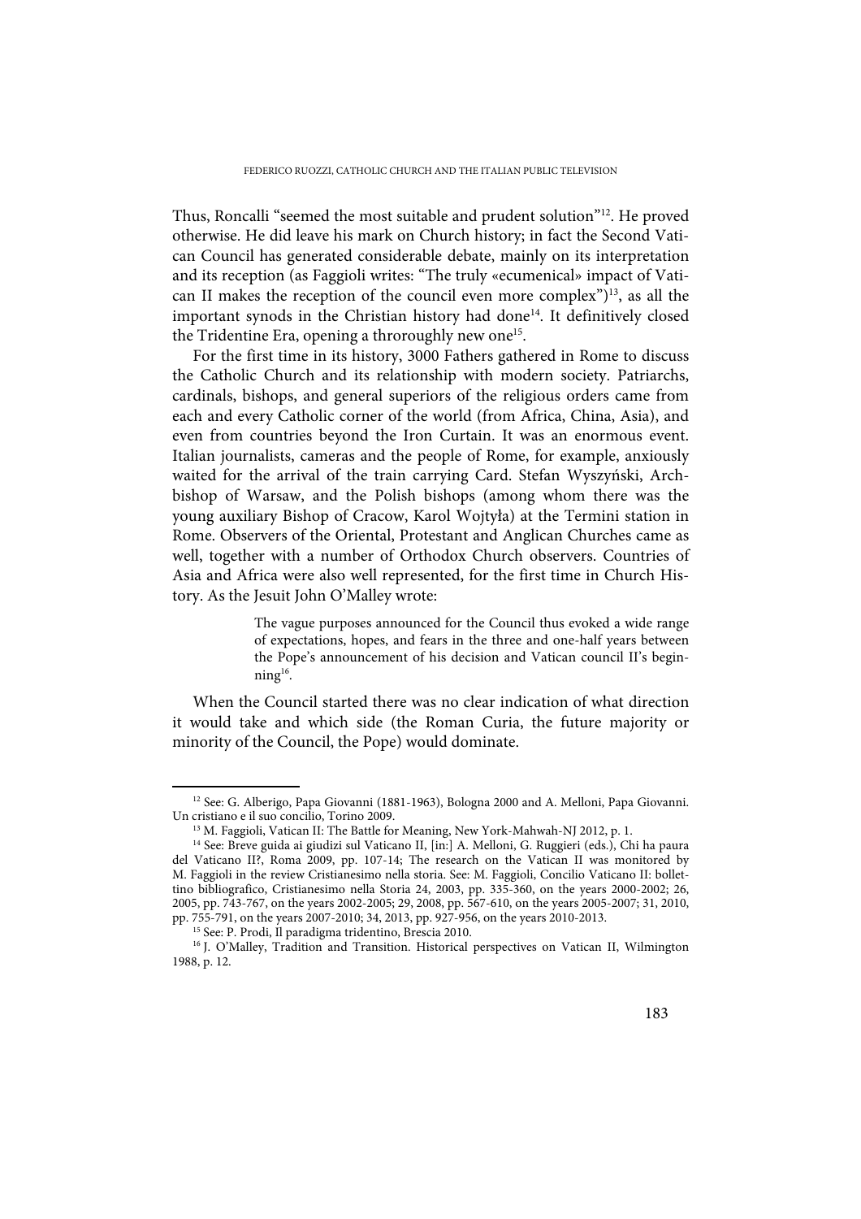Thus, Roncalli "seemed the most suitable and prudent solution"[12]. He proved otherwise. He did leave his mark on Church history; in fact the Second Vatican Council has generated considerable debate, mainly on its interpretation and its reception (as Faggioli writes: "The truly «ecumenical» impact of Vatican II makes the reception of the council even more complex")[13], as all the important synods in the Christian history had done[14]. It definitively closed the Tridentine Era, opening a throroughly new one[15].

For the first time in its history, 3000 Fathers gathered in Rome to discuss the Catholic Church and its relationship with modern society. Patriarchs, cardinals, bishops, and general superiors of the religious orders came from each and every Catholic corner of the world (from Africa, China, Asia), and even from countries beyond the Iron Curtain. It was an enormous event. Italian journalists, cameras and the people of Rome, for example, anxiously waited for the arrival of the train carrying Card. Stefan Wyszyński, Archbishop of Warsaw, and the Polish bishops (among whom there was the young auxiliary Bishop of Cracow, Karol Wojtyła) at the Termini station in Rome. Observers of the Oriental, Protestant and Anglican Churches came as well, together with a number of Orthodox Church observers. Countries of Asia and Africa were also well represented, for the first time in Church History. As the Jesuit John O'Malley wrote:

> The vague purposes announced for the Council thus evoked a wide range of expectations, hopes, and fears in the three and one-half years between the Pope's announcement of his decision and Vatican council II's beginning[16].

When the Council started there was no clear indication of what direction it would take and which side (the Roman Curia, the future majority or minority of the Council, the Pope) would dominate.

---

[12] See: G. Alberigo, Papa Giovanni (1881-1963), Bologna 2000 and A. Melloni, Papa Giovanni. Un cristiano e il suo concilio, Torino 2009.

[13] M. Faggioli, Vatican II: The Battle for Meaning, New York-Mahwah-NJ 2012, p. 1.

[14] See: Breve guida ai giudizi sul Vaticano II, [in:] A. Melloni, G. Ruggieri (eds.), Chi ha paura del Vaticano II?, Roma 2009, pp. 107-14; The research on the Vatican II was monitored by M. Faggioli in the review Cristianesimo nella storia. See: M. Faggioli, Concilio Vaticano II: bollettino bibliografico, Cristianesimo nella Storia 24, 2003, pp. 335-360, on the years 2000-2002; 26, 2005, pp. 743-767, on the years 2002-2005; 29, 2008, pp. 567-610, on the years 2005-2007; 31, 2010, pp. 755-791, on the years 2007-2010; 34, 2013, pp. 927-956, on the years 2010-2013.

[15] See: P. Prodi, Il paradigma tridentino, Brescia 2010.

[16] J. O'Malley, Tradition and Transition. Historical perspectives on Vatican II, Wilmington 1988, p. 12.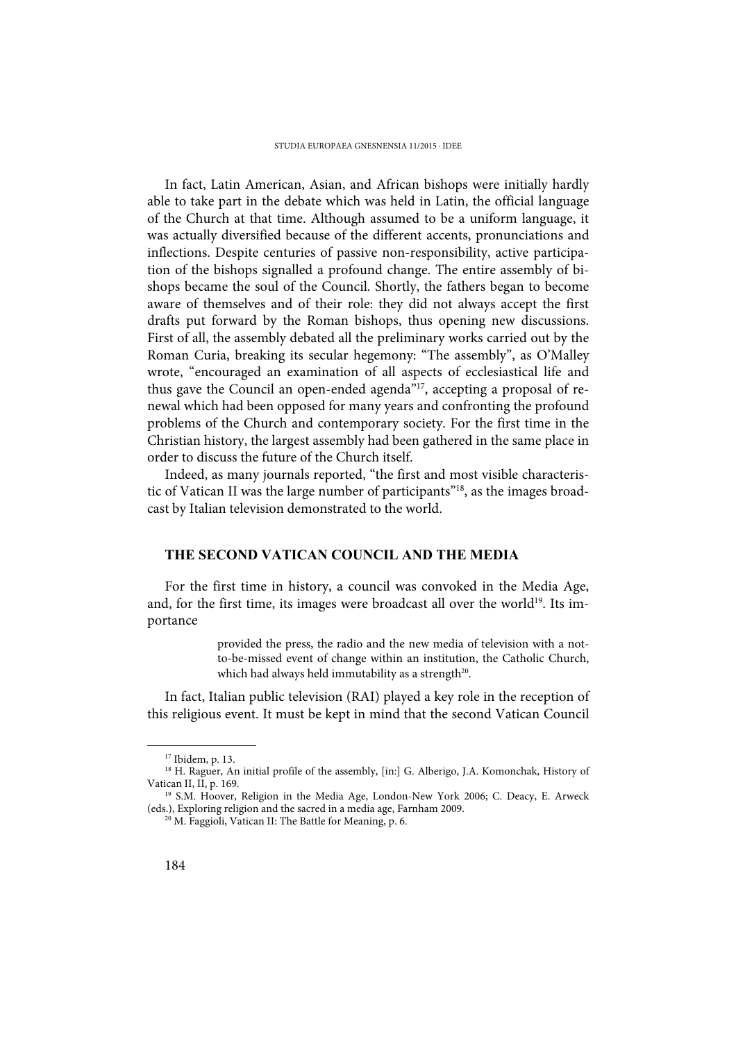In fact, Latin American, Asian, and African bishops were initially hardly able to take part in the debate which was held in Latin, the official language of the Church at that time. Although assumed to be a uniform language, it was actually diversified because of the different accents, pronunciations and inflections. Despite centuries of passive non-responsibility, active participation of the bishops signalled a profound change. The entire assembly of bishops became the soul of the Council. Shortly, the fathers began to become aware of themselves and of their role: they did not always accept the first drafts put forward by the Roman bishops, thus opening new discussions. First of all, the assembly debated all the preliminary works carried out by the Roman Curia, breaking its secular hegemony: "The assembly", as O'Malley wrote, "encouraged an examination of all aspects of ecclesiastical life and thus gave the Council an open-ended agenda"[17], accepting a proposal of renewal which had been opposed for many years and confronting the profound problems of the Church and contemporary society. For the first time in the Christian history, the largest assembly had been gathered in the same place in order to discuss the future of the Church itself.

Indeed, as many journals reported, "the first and most visible characteristic of Vatican II was the large number of participants"[18], as the images broadcast by Italian television demonstrated to the world.

## THE SECOND VATICAN COUNCIL AND THE MEDIA

For the first time in history, a council was convoked in the Media Age, and, for the first time, its images were broadcast all over the world[19]. Its importance

> provided the press, the radio and the new media of television with a not-to-be-missed event of change within an institution, the Catholic Church, which had always held immutability as a strength[20].

In fact, Italian public television (RAI) played a key role in the reception of this religious event. It must be kept in mind that the second Vatican Council

---

[17] Ibidem, p. 13.

[18] H. Raguer, An initial profile of the assembly, [in:] G. Alberigo, J.A. Komonchak, History of Vatican II, II, p. 169.

[19] S.M. Hoover, Religion in the Media Age, London-New York 2006; C. Deacy, E. Arweck (eds.), Exploring religion and the sacred in a media age, Farnham 2009.

[20] M. Faggioli, Vatican II: The Battle for Meaning, p. 6.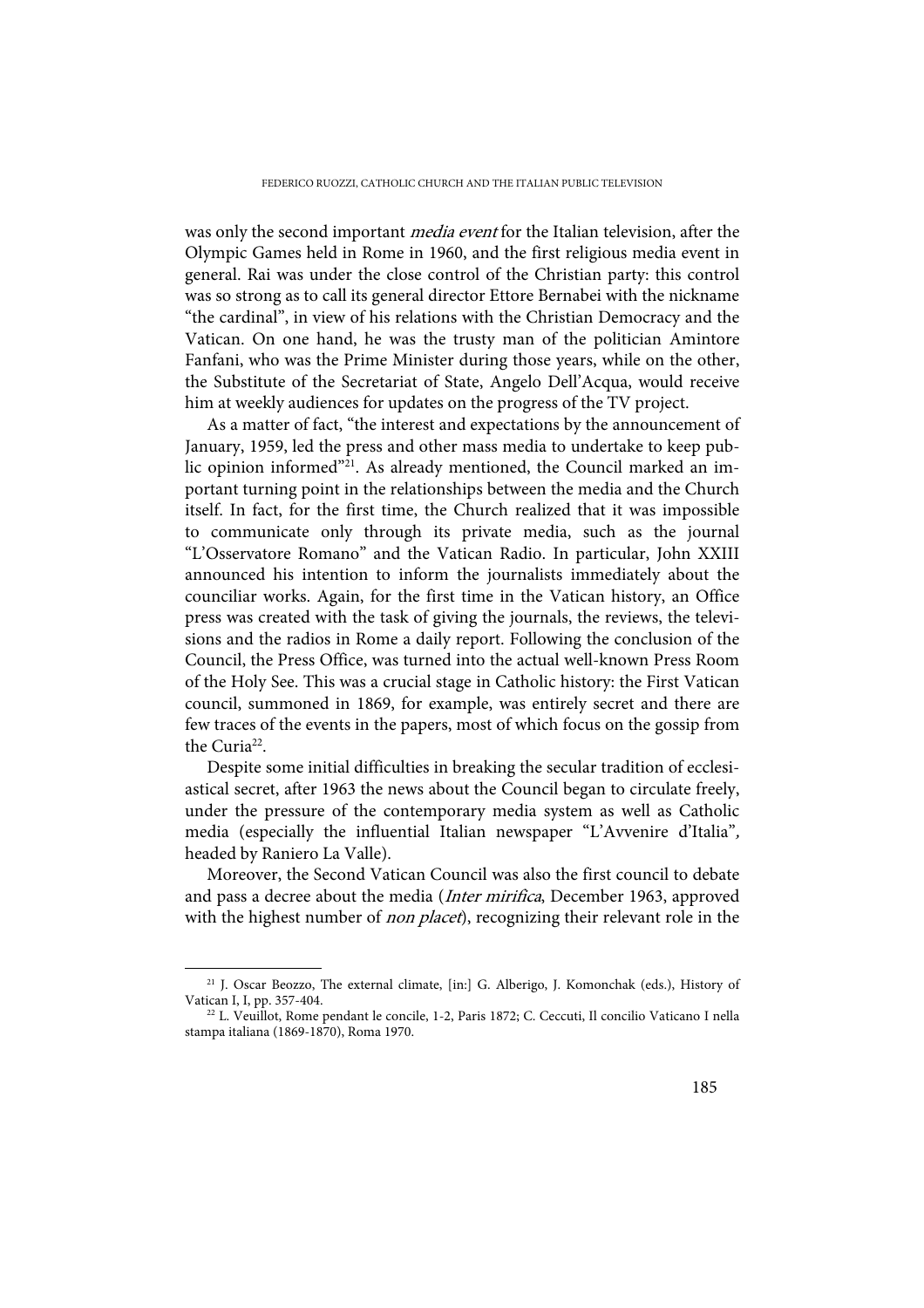was only the second important *media event* for the Italian television, after the Olympic Games held in Rome in 1960, and the first religious media event in general. Rai was under the close control of the Christian party: this control was so strong as to call its general director Ettore Bernabei with the nickname "the cardinal", in view of his relations with the Christian Democracy and the Vatican. On one hand, he was the trusty man of the politician Amintore Fanfani, who was the Prime Minister during those years, while on the other, the Substitute of the Secretariat of State, Angelo Dell'Acqua, would receive him at weekly audiences for updates on the progress of the TV project.

As a matter of fact, "the interest and expectations by the announcement of January, 1959, led the press and other mass media to undertake to keep public opinion informed"[21]. As already mentioned, the Council marked an important turning point in the relationships between the media and the Church itself. In fact, for the first time, the Church realized that it was impossible to communicate only through its private media, such as the journal "L'Osservatore Romano" and the Vatican Radio. In particular, John XXIII announced his intention to inform the journalists immediately about the counciliar works. Again, for the first time in the Vatican history, an Office press was created with the task of giving the journals, the reviews, the televisions and the radios in Rome a daily report. Following the conclusion of the Council, the Press Office, was turned into the actual well-known Press Room of the Holy See. This was a crucial stage in Catholic history: the First Vatican council, summoned in 1869, for example, was entirely secret and there are few traces of the events in the papers, most of which focus on the gossip from the Curia[22].

Despite some initial difficulties in breaking the secular tradition of ecclesiastical secret, after 1963 the news about the Council began to circulate freely, under the pressure of the contemporary media system as well as Catholic media (especially the influential Italian newspaper "L'Avvenire d'Italia", headed by Raniero La Valle).

Moreover, the Second Vatican Council was also the first council to debate and pass a decree about the media (*Inter mirifica*, December 1963, approved with the highest number of *non placet*), recognizing their relevant role in the

---

[21] J. Oscar Beozzo, The external climate, [in:] G. Alberigo, J. Komonchak (eds.), History of Vatican I, I, pp. 357-404.

[22] L. Veuillot, Rome pendant le concile, 1-2, Paris 1872; C. Ceccuti, Il concilio Vaticano I nella stampa italiana (1869-1870), Roma 1970.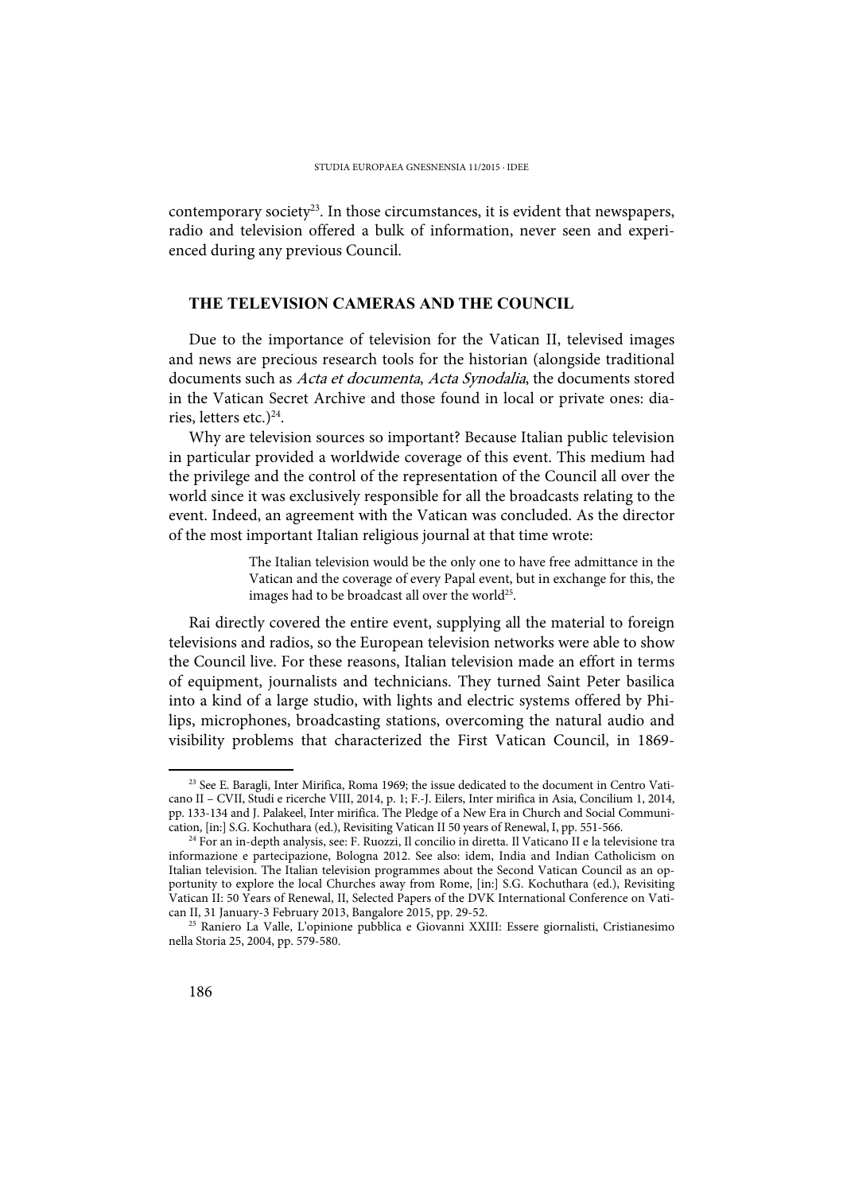contemporary society[23]. In those circumstances, it is evident that newspapers, radio and television offered a bulk of information, never seen and experienced during any previous Council.

## THE TELEVISION CAMERAS AND THE COUNCIL

Due to the importance of television for the Vatican II, televised images and news are precious research tools for the historian (alongside traditional documents such as *Acta et documenta*, *Acta Synodalia*, the documents stored in the Vatican Secret Archive and those found in local or private ones: diaries, letters etc.)[24].

Why are television sources so important? Because Italian public television in particular provided a worldwide coverage of this event. This medium had the privilege and the control of the representation of the Council all over the world since it was exclusively responsible for all the broadcasts relating to the event. Indeed, an agreement with the Vatican was concluded. As the director of the most important Italian religious journal at that time wrote:

> The Italian television would be the only one to have free admittance in the Vatican and the coverage of every Papal event, but in exchange for this, the images had to be broadcast all over the world[25].

Rai directly covered the entire event, supplying all the material to foreign televisions and radios, so the European television networks were able to show the Council live. For these reasons, Italian television made an effort in terms of equipment, journalists and technicians. They turned Saint Peter basilica into a kind of a large studio, with lights and electric systems offered by Philips, microphones, broadcasting stations, overcoming the natural audio and visibility problems that characterized the First Vatican Council, in 1869-

---

[23] See E. Baragli, Inter Mirifica, Roma 1969; the issue dedicated to the document in Centro Vaticano II – CVII, Studi e ricerche VIII, 2014, p. 1; F.-J. Eilers, Inter mirifica in Asia, Concilium 1, 2014, pp. 133-134 and J. Palakeel, Inter mirifica. The Pledge of a New Era in Church and Social Communication, [in:] S.G. Kochuthara (ed.), Revisiting Vatican II 50 years of Renewal, I, pp. 551-566.

[24] For an in-depth analysis, see: F. Ruozzi, Il concilio in diretta. Il Vaticano II e la televisione tra informazione e partecipazione, Bologna 2012. See also: idem, India and Indian Catholicism on Italian television. The Italian television programmes about the Second Vatican Council as an opportunity to explore the local Churches away from Rome, [in:] S.G. Kochuthara (ed.), Revisiting Vatican II: 50 Years of Renewal, II, Selected Papers of the DVK International Conference on Vatican II, 31 January-3 February 2013, Bangalore 2015, pp. 29-52.

[25] Raniero La Valle, L'opinione pubblica e Giovanni XXIII: Essere giornalisti, Cristianesimo nella Storia 25, 2004, pp. 579-580.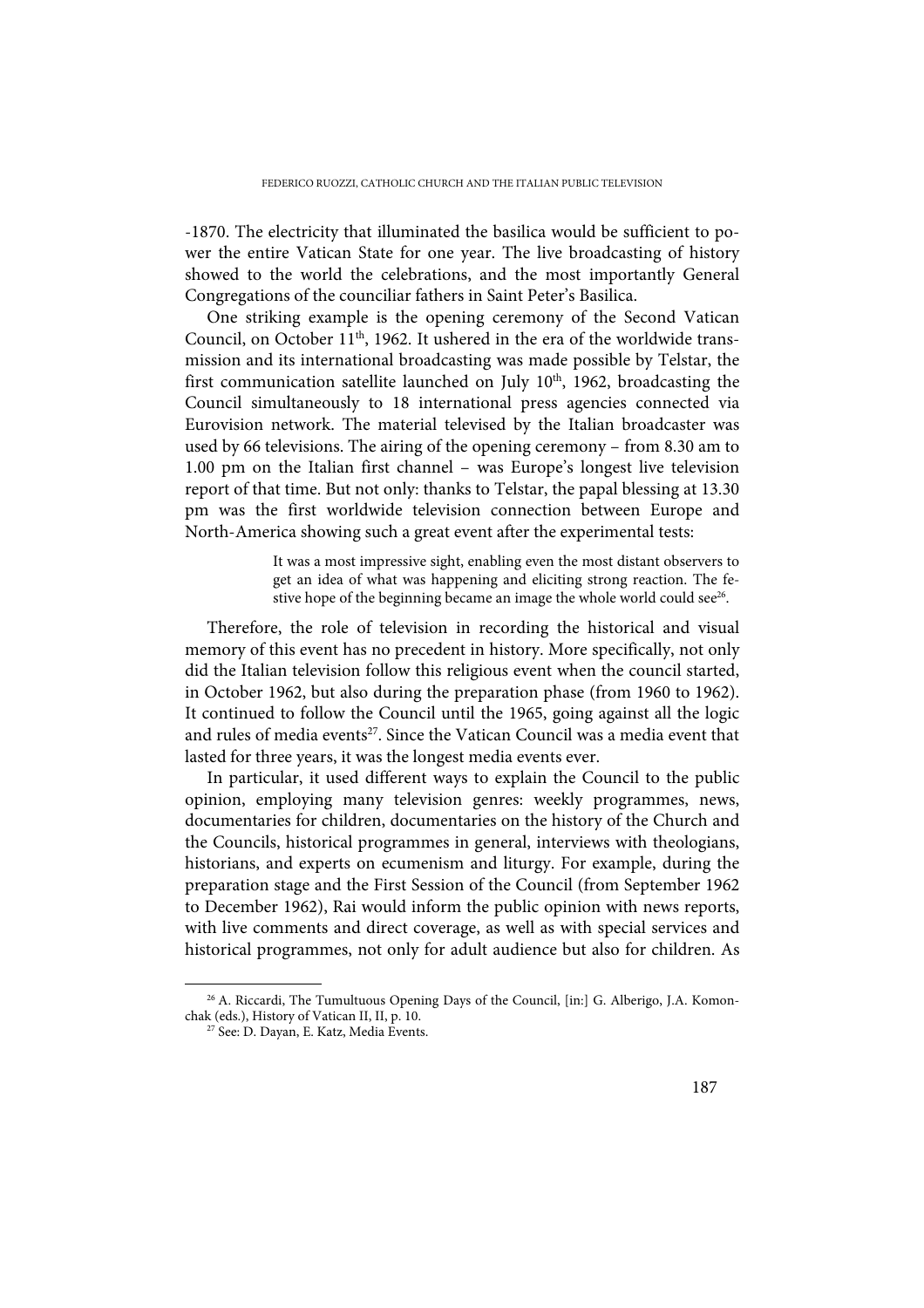-1870. The electricity that illuminated the basilica would be sufficient to power the entire Vatican State for one year. The live broadcasting of history showed to the world the celebrations, and the most importantly General Congregations of the counciliar fathers in Saint Peter's Basilica.

One striking example is the opening ceremony of the Second Vatican Council, on October 11th, 1962. It ushered in the era of the worldwide transmission and its international broadcasting was made possible by Telstar, the first communication satellite launched on July 10th, 1962, broadcasting the Council simultaneously to 18 international press agencies connected via Eurovision network. The material televised by the Italian broadcaster was used by 66 televisions. The airing of the opening ceremony – from 8.30 am to 1.00 pm on the Italian first channel – was Europe's longest live television report of that time. But not only: thanks to Telstar, the papal blessing at 13.30 pm was the first worldwide television connection between Europe and North-America showing such a great event after the experimental tests:

> It was a most impressive sight, enabling even the most distant observers to get an idea of what was happening and eliciting strong reaction. The festive hope of the beginning became an image the whole world could see[26].

Therefore, the role of television in recording the historical and visual memory of this event has no precedent in history. More specifically, not only did the Italian television follow this religious event when the council started, in October 1962, but also during the preparation phase (from 1960 to 1962). It continued to follow the Council until the 1965, going against all the logic and rules of media events[27]. Since the Vatican Council was a media event that lasted for three years, it was the longest media events ever.

In particular, it used different ways to explain the Council to the public opinion, employing many television genres: weekly programmes, news, documentaries for children, documentaries on the history of the Church and the Councils, historical programmes in general, interviews with theologians, historians, and experts on ecumenism and liturgy. For example, during the preparation stage and the First Session of the Council (from September 1962 to December 1962), Rai would inform the public opinion with news reports, with live comments and direct coverage, as well as with special services and historical programmes, not only for adult audience but also for children. As

---

[26] A. Riccardi, The Tumultuous Opening Days of the Council, [in:] G. Alberigo, J.A. Komonchak (eds.), History of Vatican II, II, p. 10.

[27] See: D. Dayan, E. Katz, Media Events.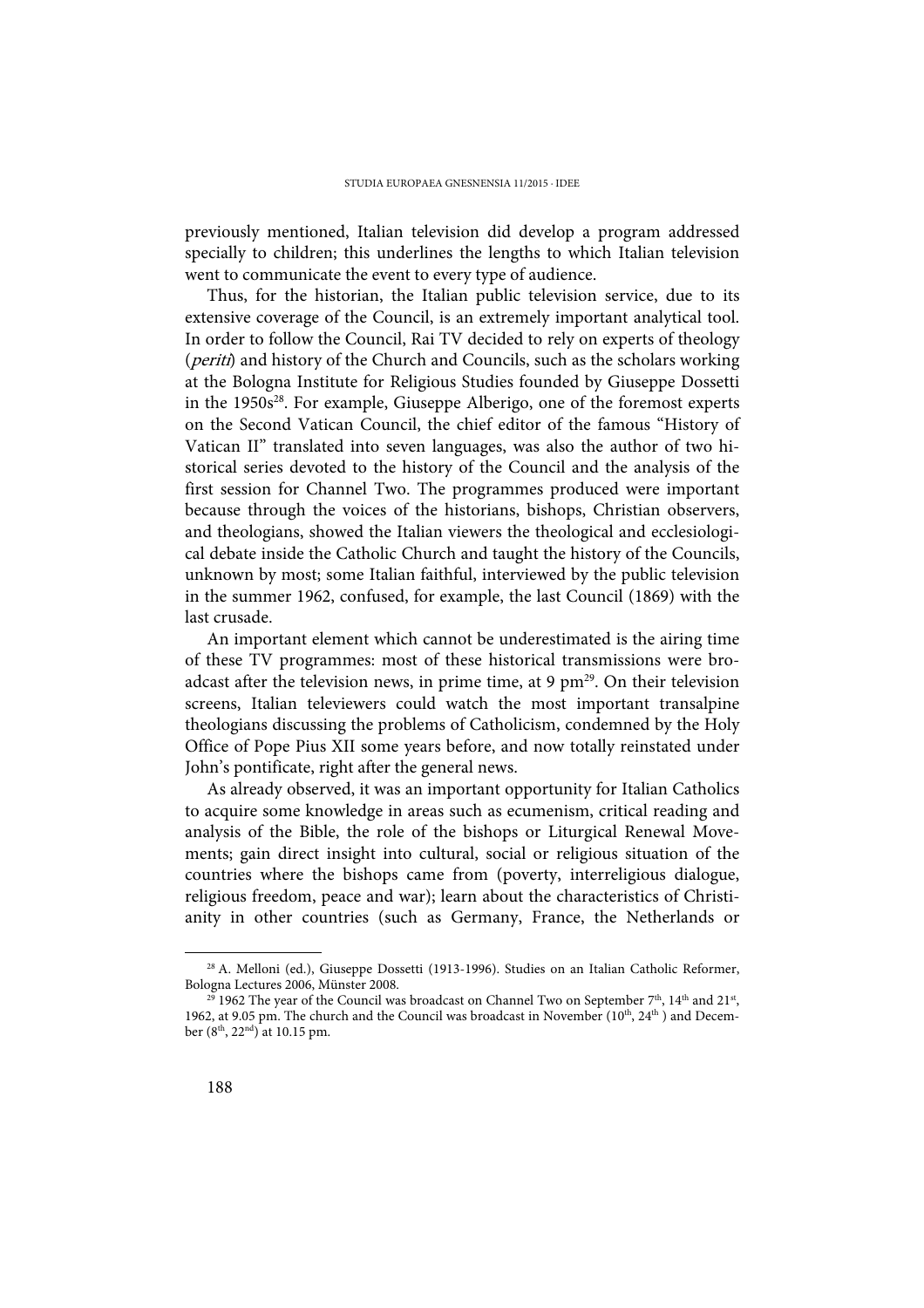previously mentioned, Italian television did develop a program addressed specially to children; this underlines the lengths to which Italian television went to communicate the event to every type of audience.

Thus, for the historian, the Italian public television service, due to its extensive coverage of the Council, is an extremely important analytical tool. In order to follow the Council, Rai TV decided to rely on experts of theology (*periti*) and history of the Church and Councils, such as the scholars working at the Bologna Institute for Religious Studies founded by Giuseppe Dossetti in the 1950s[28]. For example, Giuseppe Alberigo, one of the foremost experts on the Second Vatican Council, the chief editor of the famous "History of Vatican II" translated into seven languages, was also the author of two historical series devoted to the history of the Council and the analysis of the first session for Channel Two. The programmes produced were important because through the voices of the historians, bishops, Christian observers, and theologians, showed the Italian viewers the theological and ecclesiological debate inside the Catholic Church and taught the history of the Councils, unknown by most; some Italian faithful, interviewed by the public television in the summer 1962, confused, for example, the last Council (1869) with the last crusade.

An important element which cannot be underestimated is the airing time of these TV programmes: most of these historical transmissions were broadcast after the television news, in prime time, at 9 pm[29]. On their television screens, Italian televiewers could watch the most important transalpine theologians discussing the problems of Catholicism, condemned by the Holy Office of Pope Pius XII some years before, and now totally reinstated under John's pontificate, right after the general news.

As already observed, it was an important opportunity for Italian Catholics to acquire some knowledge in areas such as ecumenism, critical reading and analysis of the Bible, the role of the bishops or Liturgical Renewal Movements; gain direct insight into cultural, social or religious situation of the countries where the bishops came from (poverty, interreligious dialogue, religious freedom, peace and war); learn about the characteristics of Christianity in other countries (such as Germany, France, the Netherlands or

---

[28] A. Melloni (ed.), Giuseppe Dossetti (1913-1996). Studies on an Italian Catholic Reformer, Bologna Lectures 2006, Münster 2008.

[29] 1962 The year of the Council was broadcast on Channel Two on September 7th, 14th and 21st, 1962, at 9.05 pm. The church and the Council was broadcast in November (10th, 24th ) and December (8th, 22nd) at 10.15 pm.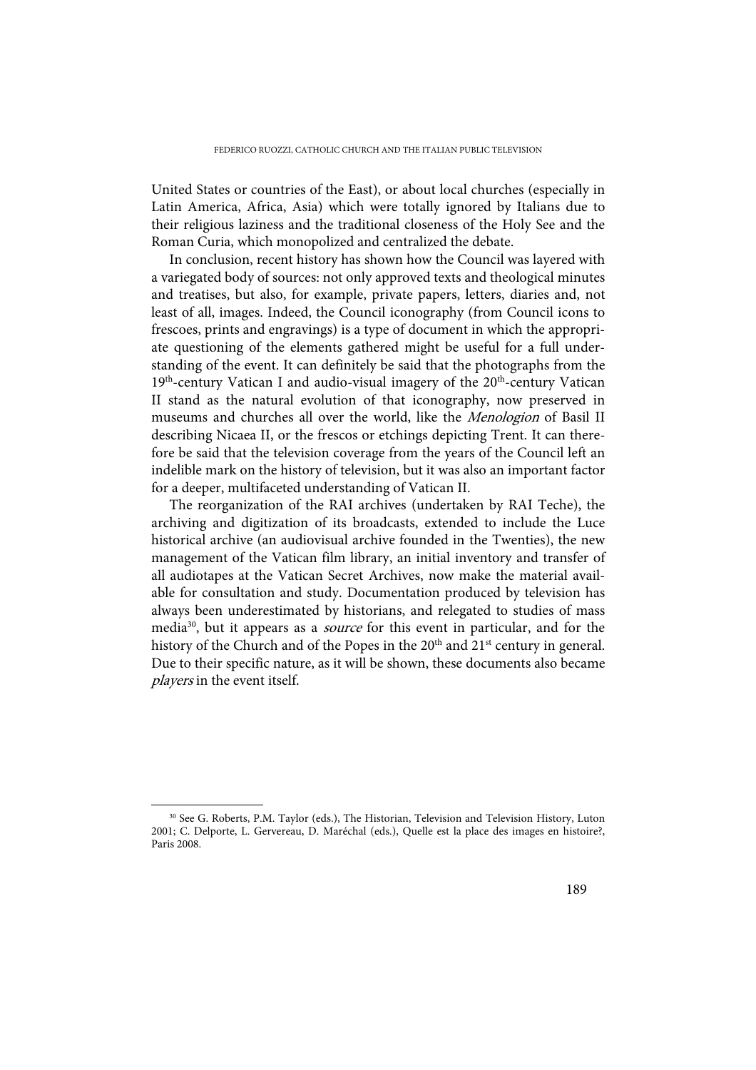United States or countries of the East), or about local churches (especially in Latin America, Africa, Asia) which were totally ignored by Italians due to their religious laziness and the traditional closeness of the Holy See and the Roman Curia, which monopolized and centralized the debate.

In conclusion, recent history has shown how the Council was layered with a variegated body of sources: not only approved texts and theological minutes and treatises, but also, for example, private papers, letters, diaries and, not least of all, images. Indeed, the Council iconography (from Council icons to frescoes, prints and engravings) is a type of document in which the appropriate questioning of the elements gathered might be useful for a full understanding of the event. It can definitely be said that the photographs from the 19th-century Vatican I and audio-visual imagery of the 20th-century Vatican II stand as the natural evolution of that iconography, now preserved in museums and churches all over the world, like the *Menologion* of Basil II describing Nicaea II, or the frescos or etchings depicting Trent. It can therefore be said that the television coverage from the years of the Council left an indelible mark on the history of television, but it was also an important factor for a deeper, multifaceted understanding of Vatican II.

The reorganization of the RAI archives (undertaken by RAI Teche), the archiving and digitization of its broadcasts, extended to include the Luce historical archive (an audiovisual archive founded in the Twenties), the new management of the Vatican film library, an initial inventory and transfer of all audiotapes at the Vatican Secret Archives, now make the material available for consultation and study. Documentation produced by television has always been underestimated by historians, and relegated to studies of mass media[30], but it appears as a *source* for this event in particular, and for the history of the Church and of the Popes in the 20th and 21st century in general. Due to their specific nature, as it will be shown, these documents also became *players* in the event itself.

---

[30] See G. Roberts, P.M. Taylor (eds.), The Historian, Television and Television History, Luton 2001; C. Delporte, L. Gervereau, D. Maréchal (eds.), Quelle est la place des images en histoire?, Paris 2008.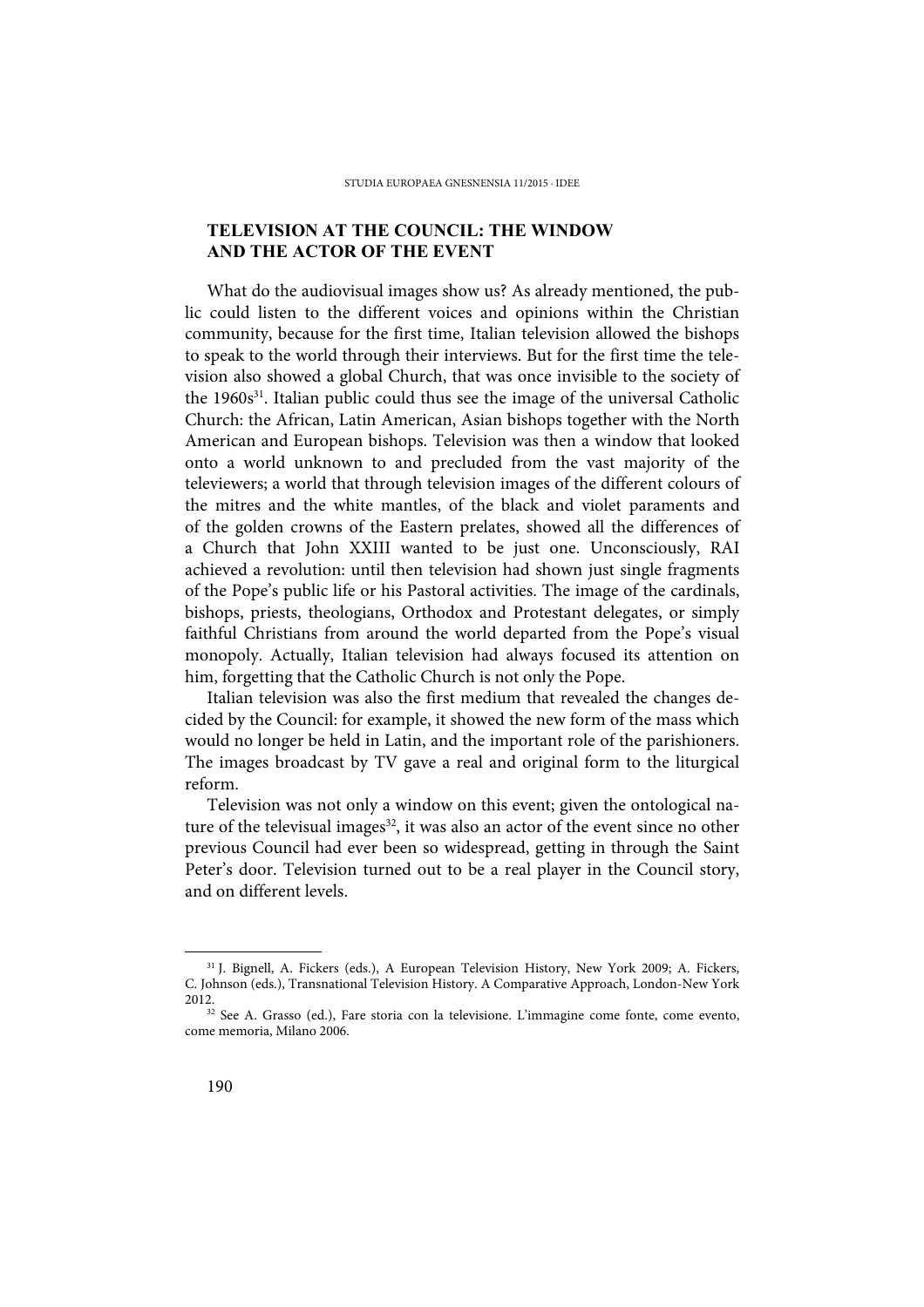## TELEVISION AT THE COUNCIL: THE WINDOW AND THE ACTOR OF THE EVENT

What do the audiovisual images show us? As already mentioned, the public could listen to the different voices and opinions within the Christian community, because for the first time, Italian television allowed the bishops to speak to the world through their interviews. But for the first time the television also showed a global Church, that was once invisible to the society of the 1960s[31]. Italian public could thus see the image of the universal Catholic Church: the African, Latin American, Asian bishops together with the North American and European bishops. Television was then a window that looked onto a world unknown to and precluded from the vast majority of the televiewers; a world that through television images of the different colours of the mitres and the white mantles, of the black and violet paraments and of the golden crowns of the Eastern prelates, showed all the differences of a Church that John XXIII wanted to be just one. Unconsciously, RAI achieved a revolution: until then television had shown just single fragments of the Pope's public life or his Pastoral activities. The image of the cardinals, bishops, priests, theologians, Orthodox and Protestant delegates, or simply faithful Christians from around the world departed from the Pope's visual monopoly. Actually, Italian television had always focused its attention on him, forgetting that the Catholic Church is not only the Pope.

Italian television was also the first medium that revealed the changes decided by the Council: for example, it showed the new form of the mass which would no longer be held in Latin, and the important role of the parishioners. The images broadcast by TV gave a real and original form to the liturgical reform.

Television was not only a window on this event; given the ontological nature of the televisual images[32], it was also an actor of the event since no other previous Council had ever been so widespread, getting in through the Saint Peter's door. Television turned out to be a real player in the Council story, and on different levels.

---

[31] J. Bignell, A. Fickers (eds.), A European Television History, New York 2009; A. Fickers, C. Johnson (eds.), Transnational Television History. A Comparative Approach, London-New York 2012.

[32] See A. Grasso (ed.), Fare storia con la televisione. L'immagine come fonte, come evento, come memoria, Milano 2006.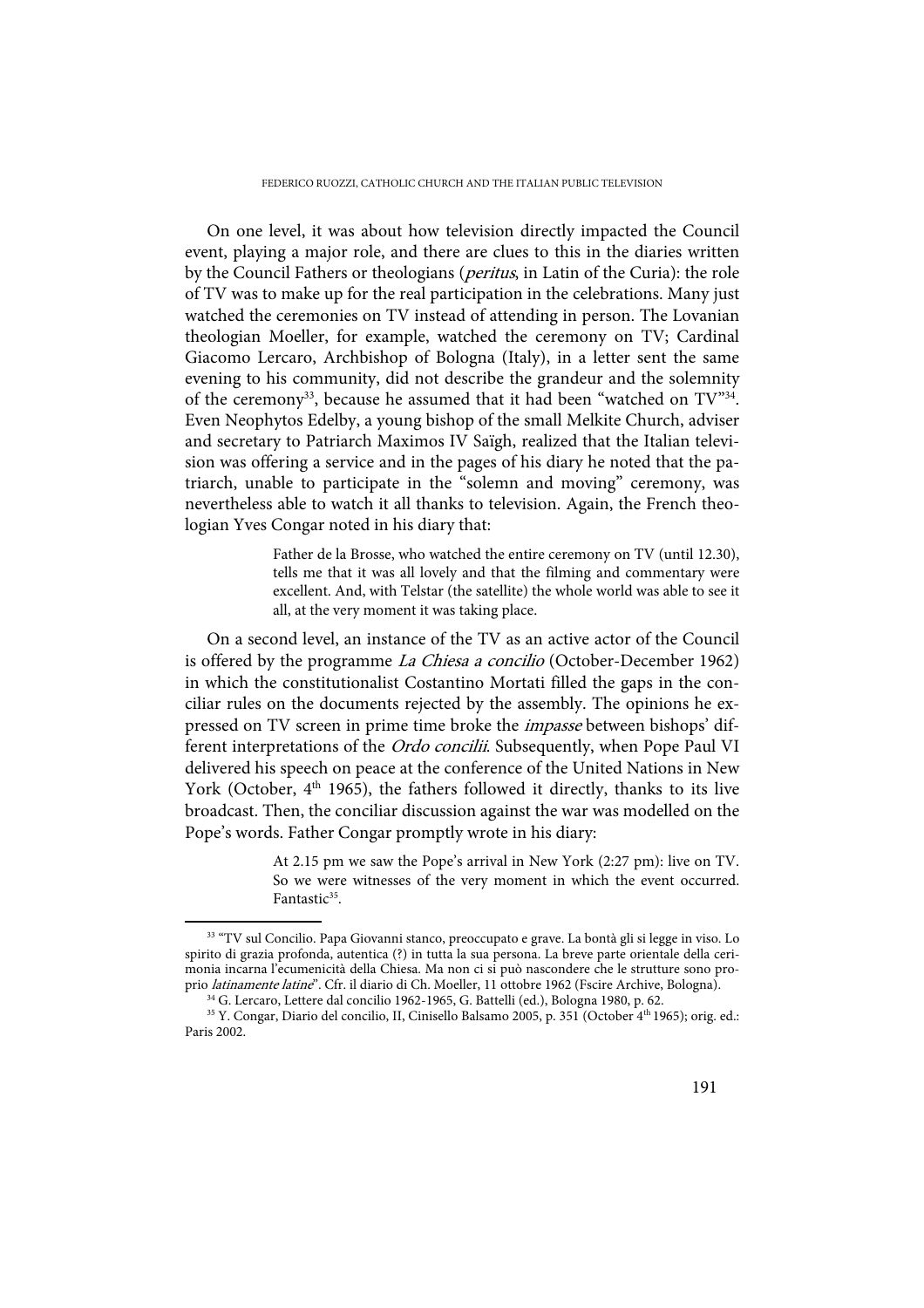On one level, it was about how television directly impacted the Council event, playing a major role, and there are clues to this in the diaries written by the Council Fathers or theologians (*peritus*, in Latin of the Curia): the role of TV was to make up for the real participation in the celebrations. Many just watched the ceremonies on TV instead of attending in person. The Lovanian theologian Moeller, for example, watched the ceremony on TV; Cardinal Giacomo Lercaro, Archbishop of Bologna (Italy), in a letter sent the same evening to his community, did not describe the grandeur and the solemnity of the ceremony[33], because he assumed that it had been "watched on TV"[34]. Even Neophytos Edelby, a young bishop of the small Melkite Church, adviser and secretary to Patriarch Maximos IV Saïgh, realized that the Italian television was offering a service and in the pages of his diary he noted that the patriarch, unable to participate in the "solemn and moving" ceremony, was nevertheless able to watch it all thanks to television. Again, the French theologian Yves Congar noted in his diary that:

> Father de la Brosse, who watched the entire ceremony on TV (until 12.30), tells me that it was all lovely and that the filming and commentary were excellent. And, with Telstar (the satellite) the whole world was able to see it all, at the very moment it was taking place.

On a second level, an instance of the TV as an active actor of the Council is offered by the programme *La Chiesa a concilio* (October-December 1962) in which the constitutionalist Costantino Mortati filled the gaps in the conciliar rules on the documents rejected by the assembly. The opinions he expressed on TV screen in prime time broke the *impasse* between bishops' different interpretations of the *Ordo concilii*. Subsequently, when Pope Paul VI delivered his speech on peace at the conference of the United Nations in New York (October, 4th 1965), the fathers followed it directly, thanks to its live broadcast. Then, the conciliar discussion against the war was modelled on the Pope's words. Father Congar promptly wrote in his diary:

> At 2.15 pm we saw the Pope's arrival in New York (2:27 pm): live on TV. So we were witnesses of the very moment in which the event occurred. Fantastic[35].

---

[33] "TV sul Concilio. Papa Giovanni stanco, preoccupato e grave. La bontà gli si legge in viso. Lo spirito di grazia profonda, autentica (?) in tutta la sua persona. La breve parte orientale della cerimonia incarna l'ecumenicità della Chiesa. Ma non ci si può nascondere che le strutture sono proprio *latinamente latine*". Cfr. il diario di Ch. Moeller, 11 ottobre 1962 (Fscire Archive, Bologna).

[34] G. Lercaro, Lettere dal concilio 1962-1965, G. Battelli (ed.), Bologna 1980, p. 62.

[35] Y. Congar, Diario del concilio, II, Cinisello Balsamo 2005, p. 351 (October 4th 1965); orig. ed.: Paris 2002.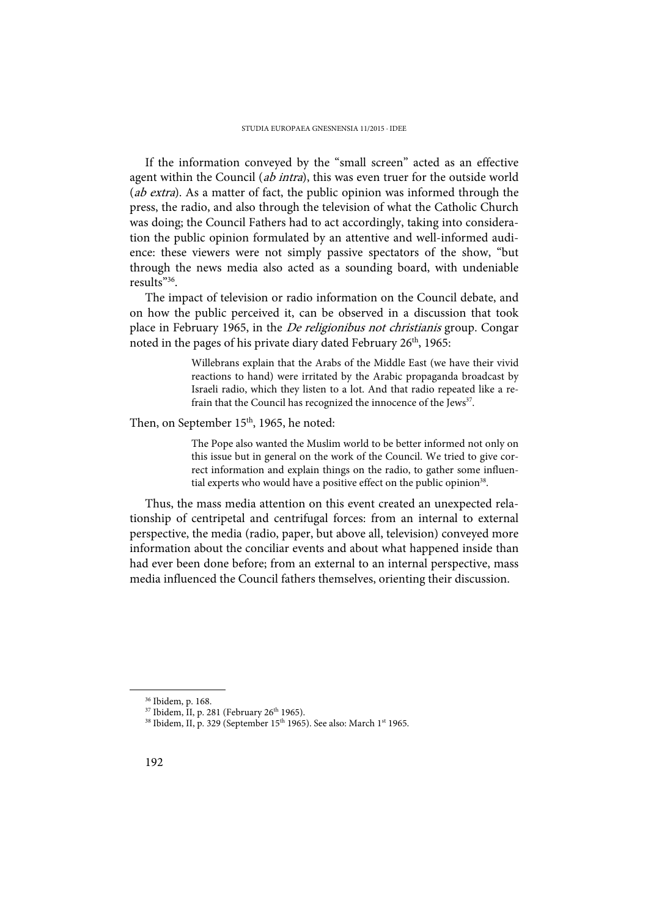If the information conveyed by the "small screen" acted as an effective agent within the Council (*ab intra*), this was even truer for the outside world (*ab extra*). As a matter of fact, the public opinion was informed through the press, the radio, and also through the television of what the Catholic Church was doing; the Council Fathers had to act accordingly, taking into consideration the public opinion formulated by an attentive and well-informed audience: these viewers were not simply passive spectators of the show, "but through the news media also acted as a sounding board, with undeniable results"[36].

The impact of television or radio information on the Council debate, and on how the public perceived it, can be observed in a discussion that took place in February 1965, in the *De religionibus not christianis* group. Congar noted in the pages of his private diary dated February 26th, 1965:

> Willebrans explain that the Arabs of the Middle East (we have their vivid reactions to hand) were irritated by the Arabic propaganda broadcast by Israeli radio, which they listen to a lot. And that radio repeated like a refrain that the Council has recognized the innocence of the Jews[37].

Then, on September 15th, 1965, he noted:

> The Pope also wanted the Muslim world to be better informed not only on this issue but in general on the work of the Council. We tried to give correct information and explain things on the radio, to gather some influential experts who would have a positive effect on the public opinion[38].

Thus, the mass media attention on this event created an unexpected relationship of centripetal and centrifugal forces: from an internal to external perspective, the media (radio, paper, but above all, television) conveyed more information about the conciliar events and about what happened inside than had ever been done before; from an external to an internal perspective, mass media influenced the Council fathers themselves, orienting their discussion.

---

[36] Ibidem, p. 168.

[37] Ibidem, II, p. 281 (February 26th 1965).

[38] Ibidem, II, p. 329 (September 15th 1965). See also: March 1st 1965.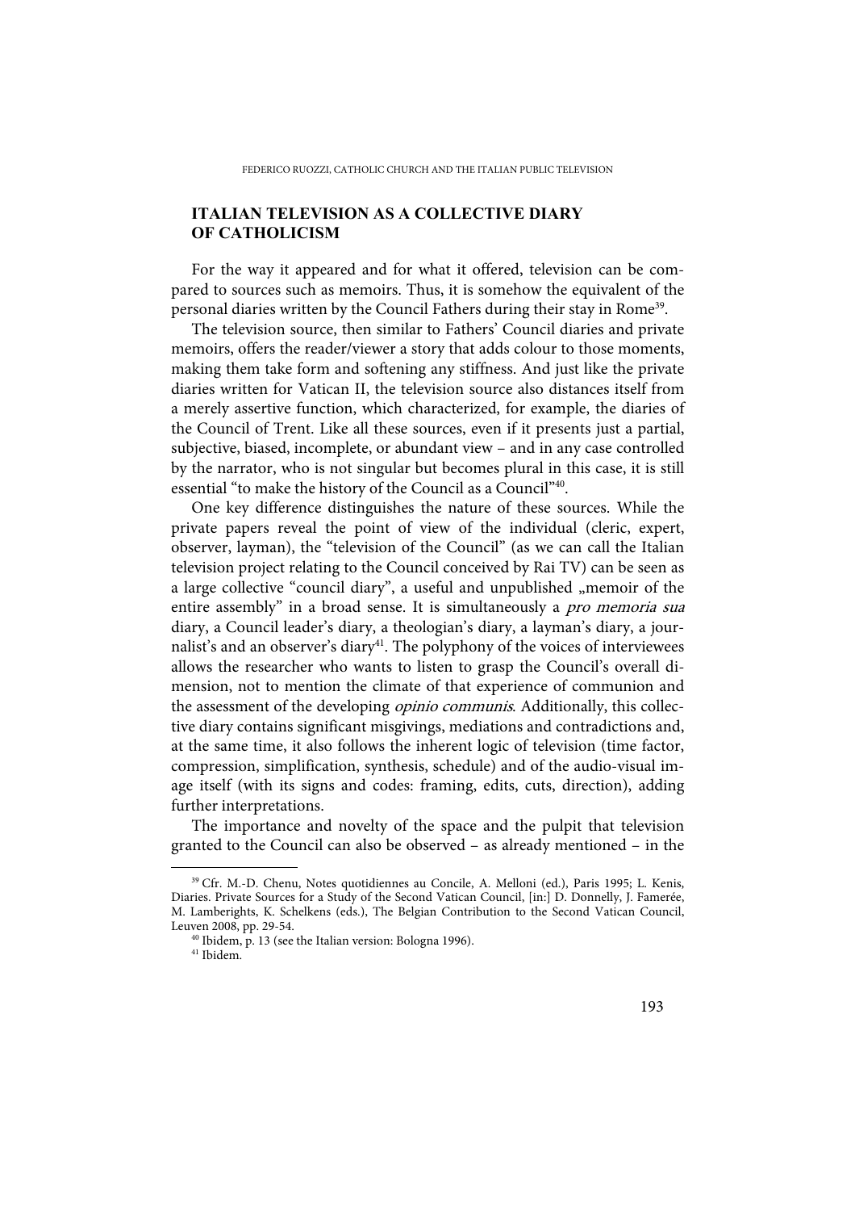## ITALIAN TELEVISION AS A COLLECTIVE DIARY OF CATHOLICISM

For the way it appeared and for what it offered, television can be compared to sources such as memoirs. Thus, it is somehow the equivalent of the personal diaries written by the Council Fathers during their stay in Rome[39].

The television source, then similar to Fathers' Council diaries and private memoirs, offers the reader/viewer a story that adds colour to those moments, making them take form and softening any stiffness. And just like the private diaries written for Vatican II, the television source also distances itself from a merely assertive function, which characterized, for example, the diaries of the Council of Trent. Like all these sources, even if it presents just a partial, subjective, biased, incomplete, or abundant view – and in any case controlled by the narrator, who is not singular but becomes plural in this case, it is still essential "to make the history of the Council as a Council"[40].

One key difference distinguishes the nature of these sources. While the private papers reveal the point of view of the individual (cleric, expert, observer, layman), the "television of the Council" (as we can call the Italian television project relating to the Council conceived by Rai TV) can be seen as a large collective "council diary", a useful and unpublished „memoir of the entire assembly" in a broad sense. It is simultaneously a *pro memoria sua* diary, a Council leader's diary, a theologian's diary, a layman's diary, a journalist's and an observer's diary[41]. The polyphony of the voices of interviewees allows the researcher who wants to listen to grasp the Council's overall dimension, not to mention the climate of that experience of communion and the assessment of the developing *opinio communis*. Additionally, this collective diary contains significant misgivings, mediations and contradictions and, at the same time, it also follows the inherent logic of television (time factor, compression, simplification, synthesis, schedule) and of the audio-visual image itself (with its signs and codes: framing, edits, cuts, direction), adding further interpretations.

The importance and novelty of the space and the pulpit that television granted to the Council can also be observed – as already mentioned – in the

---

[39] Cfr. M.-D. Chenu, Notes quotidiennes au Concile, A. Melloni (ed.), Paris 1995; L. Kenis, Diaries. Private Sources for a Study of the Second Vatican Council, [in:] D. Donnelly, J. Famerée, M. Lamberights, K. Schelkens (eds.), The Belgian Contribution to the Second Vatican Council, Leuven 2008, pp. 29-54.

[40] Ibidem, p. 13 (see the Italian version: Bologna 1996).

[41] Ibidem.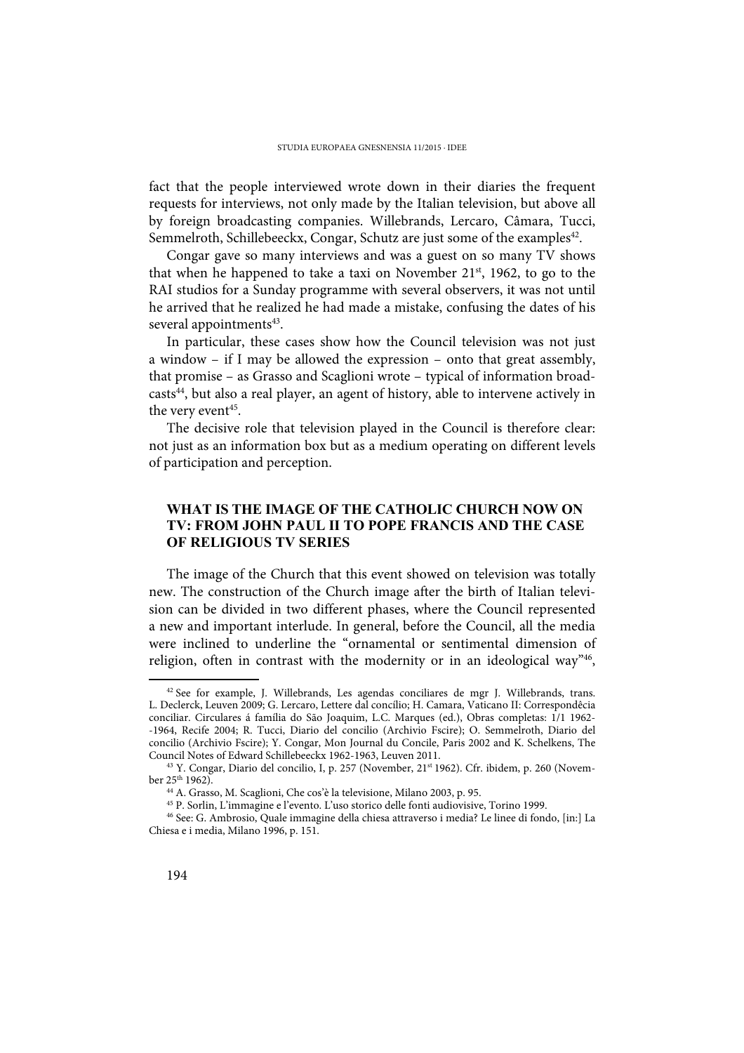fact that the people interviewed wrote down in their diaries the frequent requests for interviews, not only made by the Italian television, but above all by foreign broadcasting companies. Willebrands, Lercaro, Câmara, Tucci, Semmelroth, Schillebeeckx, Congar, Schutz are just some of the examples[42].

Congar gave so many interviews and was a guest on so many TV shows that when he happened to take a taxi on November 21st, 1962, to go to the RAI studios for a Sunday programme with several observers, it was not until he arrived that he realized he had made a mistake, confusing the dates of his several appointments[43].

In particular, these cases show how the Council television was not just a window – if I may be allowed the expression – onto that great assembly, that promise – as Grasso and Scaglioni wrote – typical of information broadcasts[44], but also a real player, an agent of history, able to intervene actively in the very event[45].

The decisive role that television played in the Council is therefore clear: not just as an information box but as a medium operating on different levels of participation and perception.

## WHAT IS THE IMAGE OF THE CATHOLIC CHURCH NOW ON TV: FROM JOHN PAUL II TO POPE FRANCIS AND THE CASE OF RELIGIOUS TV SERIES

The image of the Church that this event showed on television was totally new. The construction of the Church image after the birth of Italian television can be divided in two different phases, where the Council represented a new and important interlude. In general, before the Council, all the media were inclined to underline the "ornamental or sentimental dimension of religion, often in contrast with the modernity or in an ideological way"[46],

---

[42] See for example, J. Willebrands, Les agendas conciliares de mgr J. Willebrands, trans. L. Declerck, Leuven 2009; G. Lercaro, Lettere dal concilio; H. Camara, Vaticano II: Correspondêcia conciliar. Circulares á família do São Joaquim, L.C. Marques (ed.), Obras completas: 1/1 1962--1964, Recife 2004; R. Tucci, Diario del concilio (Archivio Fscire); O. Semmelroth, Diario del concilio (Archivio Fscire); Y. Congar, Mon Journal du Concile, Paris 2002 and K. Schelkens, The Council Notes of Edward Schillebeeckx 1962-1963, Leuven 2011.

[43] Y. Congar, Diario del concilio, I, p. 257 (November, 21st 1962). Cfr. ibidem, p. 260 (November 25th 1962).

[44] A. Grasso, M. Scaglioni, Che cos'è la televisione, Milano 2003, p. 95.

[45] P. Sorlin, L'immagine e l'evento. L'uso storico delle fonti audiovisive, Torino 1999.

[46] See: G. Ambrosio, Quale immagine della chiesa attraverso i media? Le linee di fondo, [in:] La Chiesa e i media, Milano 1996, p. 151.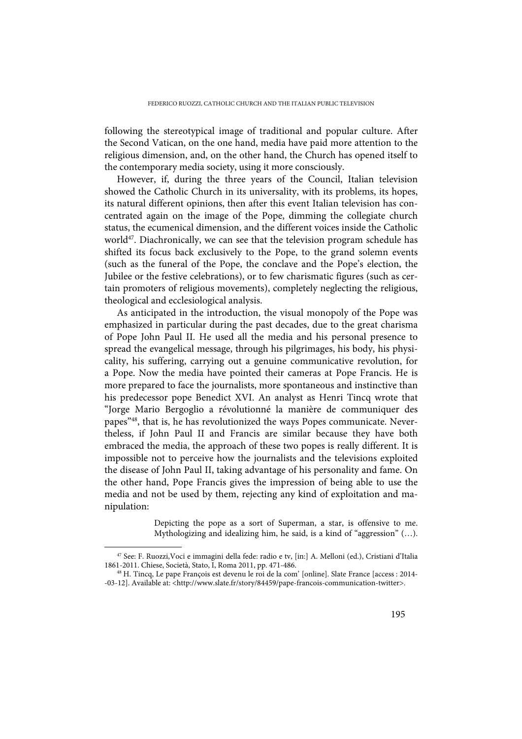following the stereotypical image of traditional and popular culture. After the Second Vatican, on the one hand, media have paid more attention to the religious dimension, and, on the other hand, the Church has opened itself to the contemporary media society, using it more consciously.

However, if, during the three years of the Council, Italian television showed the Catholic Church in its universality, with its problems, its hopes, its natural different opinions, then after this event Italian television has concentrated again on the image of the Pope, dimming the collegiate church status, the ecumenical dimension, and the different voices inside the Catholic world[47]. Diachronically, we can see that the television program schedule has shifted its focus back exclusively to the Pope, to the grand solemn events (such as the funeral of the Pope, the conclave and the Pope's election, the Jubilee or the festive celebrations), or to few charismatic figures (such as certain promoters of religious movements), completely neglecting the religious, theological and ecclesiological analysis.

As anticipated in the introduction, the visual monopoly of the Pope was emphasized in particular during the past decades, due to the great charisma of Pope John Paul II. He used all the media and his personal presence to spread the evangelical message, through his pilgrimages, his body, his physicality, his suffering, carrying out a genuine communicative revolution, for a Pope. Now the media have pointed their cameras at Pope Francis. He is more prepared to face the journalists, more spontaneous and instinctive than his predecessor pope Benedict XVI. An analyst as Henri Tincq wrote that "Jorge Mario Bergoglio a révolutionné la manière de communiquer des papes"[48], that is, he has revolutionized the ways Popes communicate. Nevertheless, if John Paul II and Francis are similar because they have both embraced the media, the approach of these two popes is really different. It is impossible not to perceive how the journalists and the televisions exploited the disease of John Paul II, taking advantage of his personality and fame. On the other hand, Pope Francis gives the impression of being able to use the media and not be used by them, rejecting any kind of exploitation and manipulation:

> Depicting the pope as a sort of Superman, a star, is offensive to me. Mythologizing and idealizing him, he said, is a kind of "aggression" (…).

---

[47] See: F. Ruozzi,Voci e immagini della fede: radio e tv, [in:] A. Melloni (ed.), Cristiani d'Italia 1861-2011. Chiese, Società, Stato, I, Roma 2011, pp. 471-486.

[48] H. Tincq, Le pape François est devenu le roi de la com' [online]. Slate France [access : 2014--03-12]. Available at: <http://www.slate.fr/story/84459/pape-francois-communication-twitter>.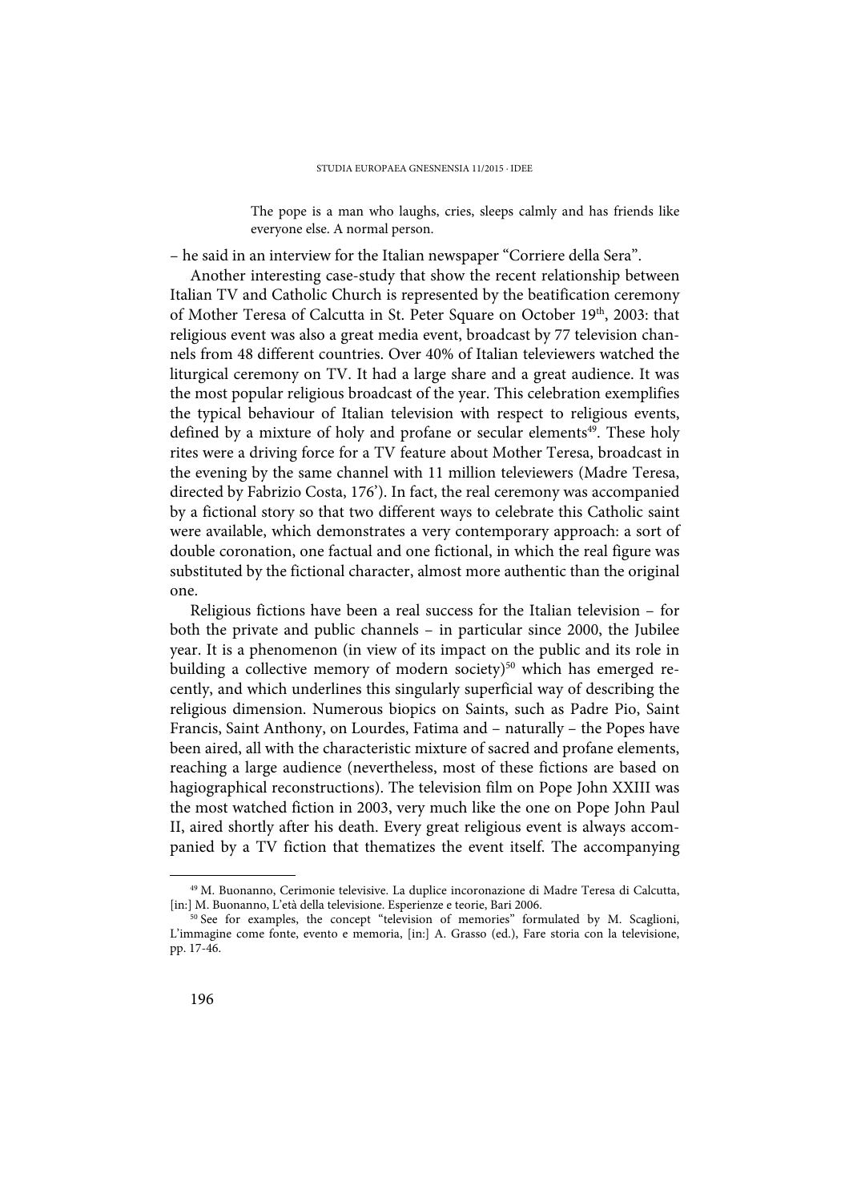> The pope is a man who laughs, cries, sleeps calmly and has friends like everyone else. A normal person.

– he said in an interview for the Italian newspaper "Corriere della Sera".

Another interesting case-study that show the recent relationship between Italian TV and Catholic Church is represented by the beatification ceremony of Mother Teresa of Calcutta in St. Peter Square on October 19th, 2003: that religious event was also a great media event, broadcast by 77 television channels from 48 different countries. Over 40% of Italian televiewers watched the liturgical ceremony on TV. It had a large share and a great audience. It was the most popular religious broadcast of the year. This celebration exemplifies the typical behaviour of Italian television with respect to religious events, defined by a mixture of holy and profane or secular elements[49]. These holy rites were a driving force for a TV feature about Mother Teresa, broadcast in the evening by the same channel with 11 million televiewers (Madre Teresa, directed by Fabrizio Costa, 176'). In fact, the real ceremony was accompanied by a fictional story so that two different ways to celebrate this Catholic saint were available, which demonstrates a very contemporary approach: a sort of double coronation, one factual and one fictional, in which the real figure was substituted by the fictional character, almost more authentic than the original one.

Religious fictions have been a real success for the Italian television – for both the private and public channels – in particular since 2000, the Jubilee year. It is a phenomenon (in view of its impact on the public and its role in building a collective memory of modern society)[50] which has emerged recently, and which underlines this singularly superficial way of describing the religious dimension. Numerous biopics on Saints, such as Padre Pio, Saint Francis, Saint Anthony, on Lourdes, Fatima and – naturally – the Popes have been aired, all with the characteristic mixture of sacred and profane elements, reaching a large audience (nevertheless, most of these fictions are based on hagiographical reconstructions). The television film on Pope John XXIII was the most watched fiction in 2003, very much like the one on Pope John Paul II, aired shortly after his death. Every great religious event is always accompanied by a TV fiction that thematizes the event itself. The accompanying

---

[49] M. Buonanno, Cerimonie televisive. La duplice incoronazione di Madre Teresa di Calcutta, [in:] M. Buonanno, L'età della televisione. Esperienze e teorie, Bari 2006.

[50] See for examples, the concept "television of memories" formulated by M. Scaglioni, L'immagine come fonte, evento e memoria, [in:] A. Grasso (ed.), Fare storia con la televisione, pp. 17-46.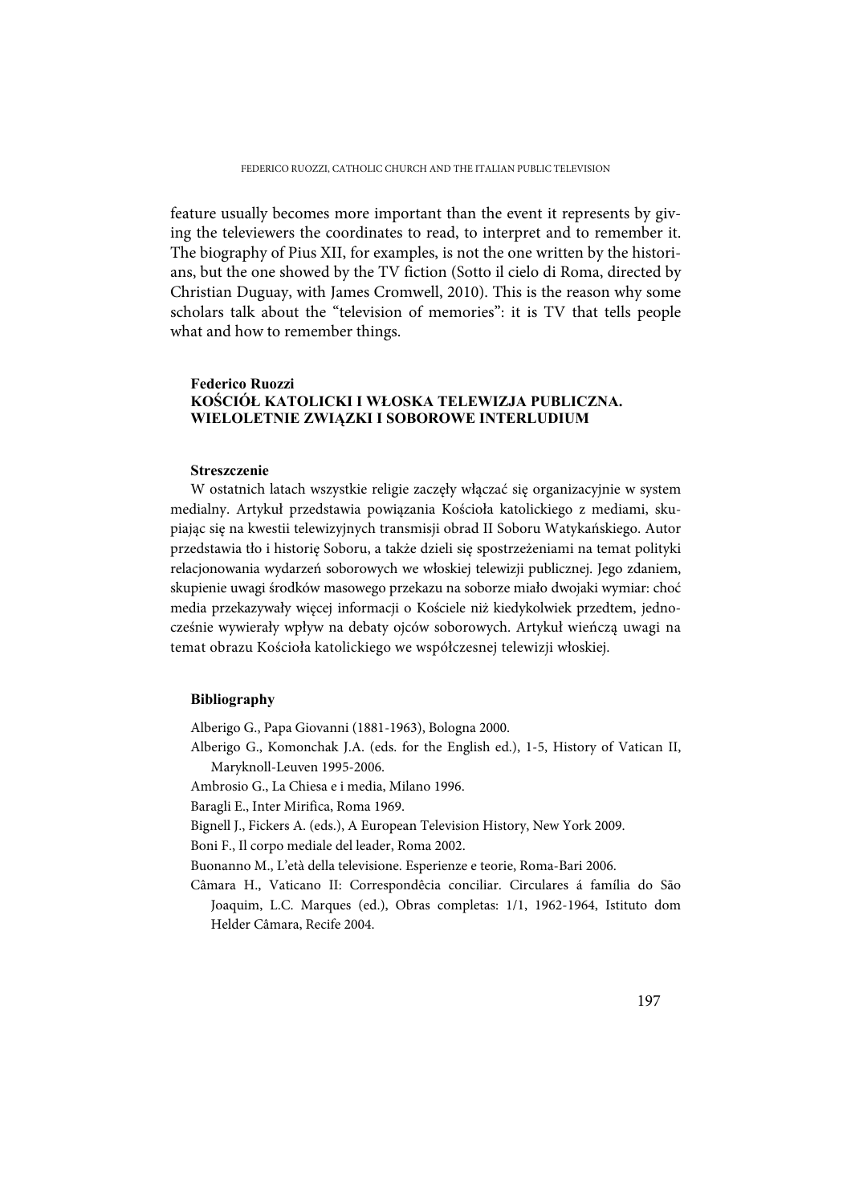feature usually becomes more important than the event it represents by giving the televiewers the coordinates to read, to interpret and to remember it. The biography of Pius XII, for examples, is not the one written by the historians, but the one showed by the TV fiction (Sotto il cielo di Roma, directed by Christian Duguay, with James Cromwell, 2010). This is the reason why some scholars talk about the "television of memories": it is TV that tells people what and how to remember things.

**Federico Ruozzi**
**KOŚCIÓŁ KATOLICKI I WŁOSKA TELEWIZJA PUBLICZNA. WIELOLETNIE ZWIĄZKI I SOBOROWE INTERLUDIUM**

**Streszczenie**

W ostatnich latach wszystkie religie zaczęły włączać się organizacyjnie w system medialny. Artykuł przedstawia powiązania Kościoła katolickiego z mediami, skupiając się na kwestii telewizyjnych transmisji obrad II Soboru Watykańskiego. Autor przedstawia tło i historię Soboru, a także dzieli się spostrzeżeniami na temat polityki relacjonowania wydarzeń soborowych we włoskiej telewizji publicznej. Jego zdaniem, skupienie uwagi środków masowego przekazu na soborze miało dwojaki wymiar: choć media przekazywały więcej informacji o Kościele niż kiedykolwiek przedtem, jednocześnie wywierały wpływ na debaty ojców soborowych. Artykuł wieńczą uwagi na temat obrazu Kościoła katolickiego we współczesnej telewizji włoskiej.

**Bibliography**

Alberigo G., Papa Giovanni (1881-1963), Bologna 2000.

Alberigo G., Komonchak J.A. (eds. for the English ed.), 1-5, History of Vatican II, Maryknoll-Leuven 1995-2006.

Ambrosio G., La Chiesa e i media, Milano 1996.

Baragli E., Inter Mirifica, Roma 1969.

Bignell J., Fickers A. (eds.), A European Television History, New York 2009.

Boni F., Il corpo mediale del leader, Roma 2002.

Buonanno M., L'età della televisione. Esperienze e teorie, Roma-Bari 2006.

Câmara H., Vaticano II: Correspondêcia conciliar. Circulares á família do São Joaquim, L.C. Marques (ed.), Obras completas: 1/1, 1962-1964, Istituto dom Helder Câmara, Recife 2004.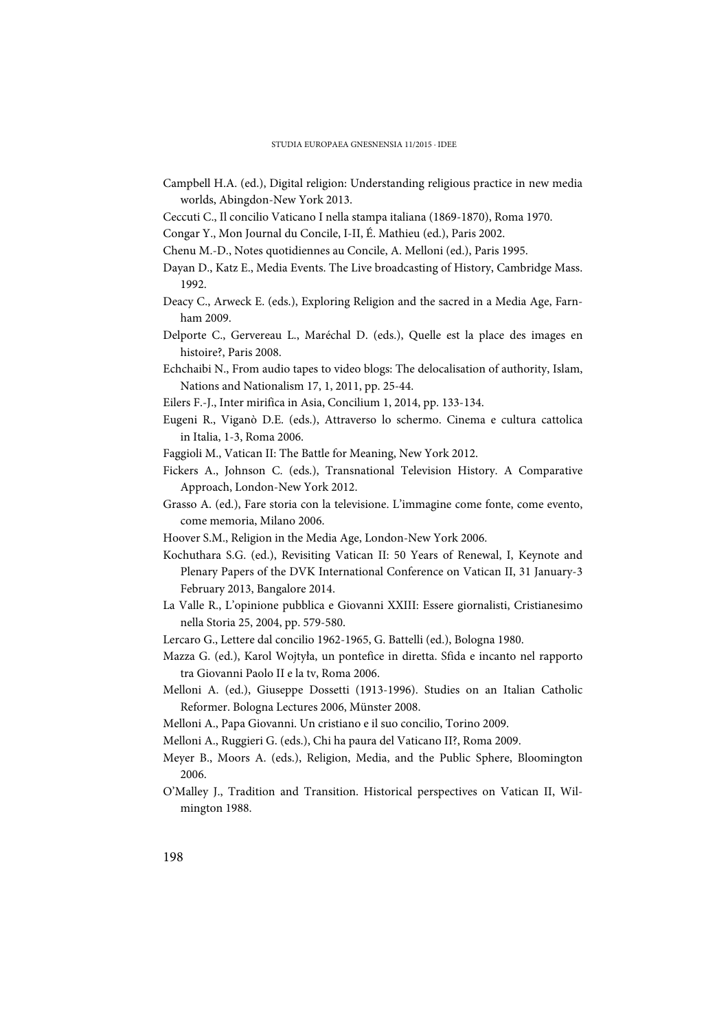Campbell H.A. (ed.), Digital religion: Understanding religious practice in new media worlds, Abingdon-New York 2013.

Ceccuti C., Il concilio Vaticano I nella stampa italiana (1869-1870), Roma 1970.

Congar Y., Mon Journal du Concile, I-II, É. Mathieu (ed.), Paris 2002.

Chenu M.-D., Notes quotidiennes au Concile, A. Melloni (ed.), Paris 1995.

Dayan D., Katz E., Media Events. The Live broadcasting of History, Cambridge Mass. 1992.

Deacy C., Arweck E. (eds.), Exploring Religion and the sacred in a Media Age, Farnham 2009.

Delporte C., Gervereau L., Maréchal D. (eds.), Quelle est la place des images en histoire?, Paris 2008.

Echchaibi N., From audio tapes to video blogs: The delocalisation of authority, Islam, Nations and Nationalism 17, 1, 2011, pp. 25-44.

Eilers F.-J., Inter mirifica in Asia, Concilium 1, 2014, pp. 133-134.

Eugeni R., Viganò D.E. (eds.), Attraverso lo schermo. Cinema e cultura cattolica in Italia, 1-3, Roma 2006.

Faggioli M., Vatican II: The Battle for Meaning, New York 2012.

Fickers A., Johnson C. (eds.), Transnational Television History. A Comparative Approach, London-New York 2012.

Grasso A. (ed.), Fare storia con la televisione. L'immagine come fonte, come evento, come memoria, Milano 2006.

Hoover S.M., Religion in the Media Age, London-New York 2006.

Kochuthara S.G. (ed.), Revisiting Vatican II: 50 Years of Renewal, I, Keynote and Plenary Papers of the DVK International Conference on Vatican II, 31 January-3 February 2013, Bangalore 2014.

La Valle R., L'opinione pubblica e Giovanni XXIII: Essere giornalisti, Cristianesimo nella Storia 25, 2004, pp. 579-580.

Lercaro G., Lettere dal concilio 1962-1965, G. Battelli (ed.), Bologna 1980.

Mazza G. (ed.), Karol Wojtyła, un pontefice in diretta. Sfida e incanto nel rapporto tra Giovanni Paolo II e la tv, Roma 2006.

Melloni A. (ed.), Giuseppe Dossetti (1913-1996). Studies on an Italian Catholic Reformer. Bologna Lectures 2006, Münster 2008.

Melloni A., Papa Giovanni. Un cristiano e il suo concilio, Torino 2009.

Melloni A., Ruggieri G. (eds.), Chi ha paura del Vaticano II?, Roma 2009.

Meyer B., Moors A. (eds.), Religion, Media, and the Public Sphere, Bloomington 2006.

O'Malley J., Tradition and Transition. Historical perspectives on Vatican II, Wilmington 1988.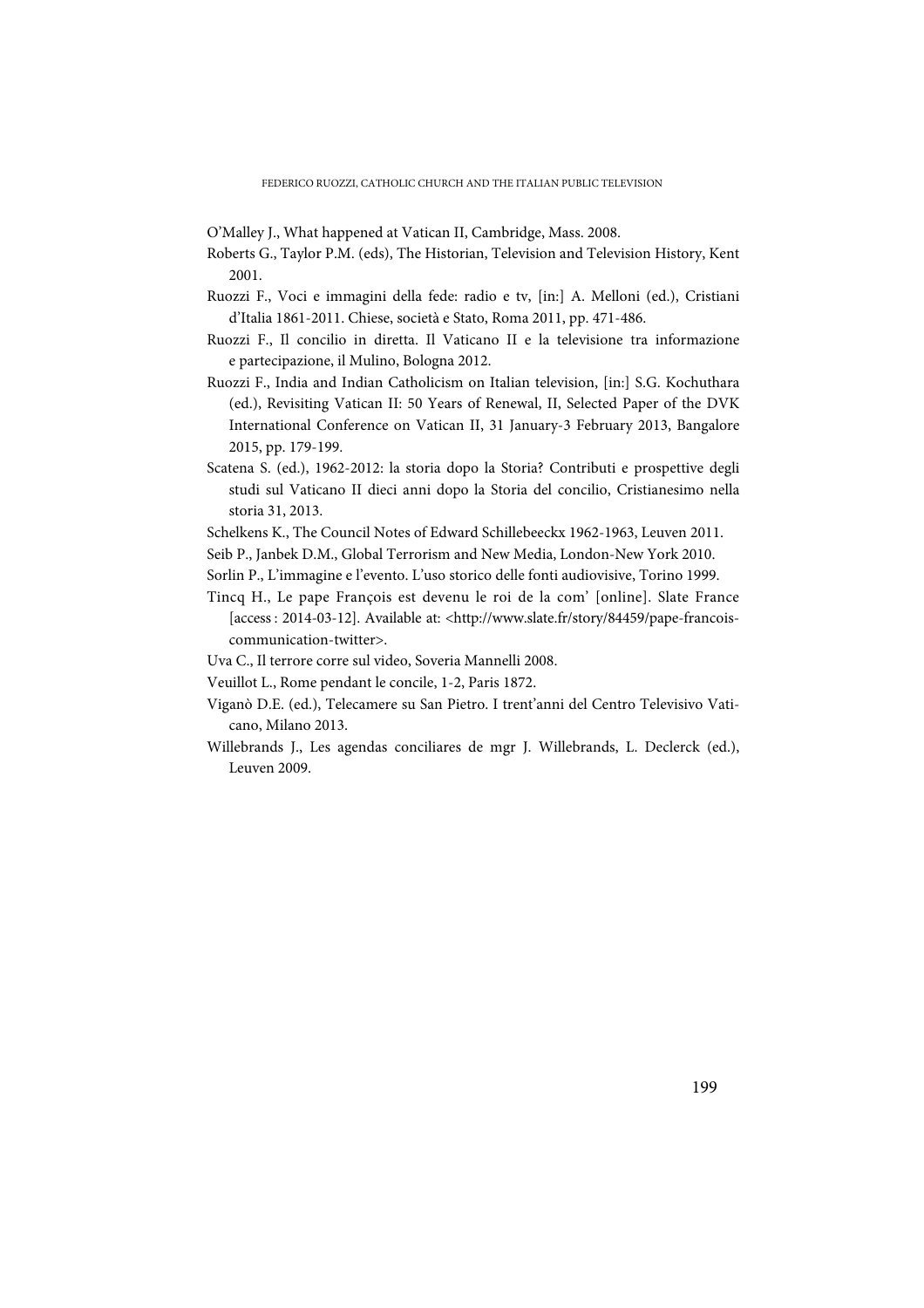O'Malley J., What happened at Vatican II, Cambridge, Mass. 2008.

Roberts G., Taylor P.M. (eds), The Historian, Television and Television History, Kent 2001.

Ruozzi F., Voci e immagini della fede: radio e tv, [in:] A. Melloni (ed.), Cristiani d'Italia 1861-2011. Chiese, società e Stato, Roma 2011, pp. 471-486.

Ruozzi F., Il concilio in diretta. Il Vaticano II e la televisione tra informazione e partecipazione, il Mulino, Bologna 2012.

Ruozzi F., India and Indian Catholicism on Italian television, [in:] S.G. Kochuthara (ed.), Revisiting Vatican II: 50 Years of Renewal, II, Selected Paper of the DVK International Conference on Vatican II, 31 January-3 February 2013, Bangalore 2015, pp. 179-199.

Scatena S. (ed.), 1962-2012: la storia dopo la Storia? Contributi e prospettive degli studi sul Vaticano II dieci anni dopo la Storia del concilio, Cristianesimo nella storia 31, 2013.

Schelkens K., The Council Notes of Edward Schillebeeckx 1962-1963, Leuven 2011.

Seib P., Janbek D.M., Global Terrorism and New Media, London-New York 2010.

Sorlin P., L'immagine e l'evento. L'uso storico delle fonti audiovisive, Torino 1999.

Tincq H., Le pape François est devenu le roi de la com' [online]. Slate France [access : 2014-03-12]. Available at: <http://www.slate.fr/story/84459/pape-francois-communication-twitter>.

Uva C., Il terrore corre sul video, Soveria Mannelli 2008.

Veuillot L., Rome pendant le concile, 1-2, Paris 1872.

Viganò D.E. (ed.), Telecamere su San Pietro. I trent'anni del Centro Televisivo Vaticano, Milano 2013.

Willebrands J., Les agendas conciliares de mgr J. Willebrands, L. Declerck (ed.), Leuven 2009.